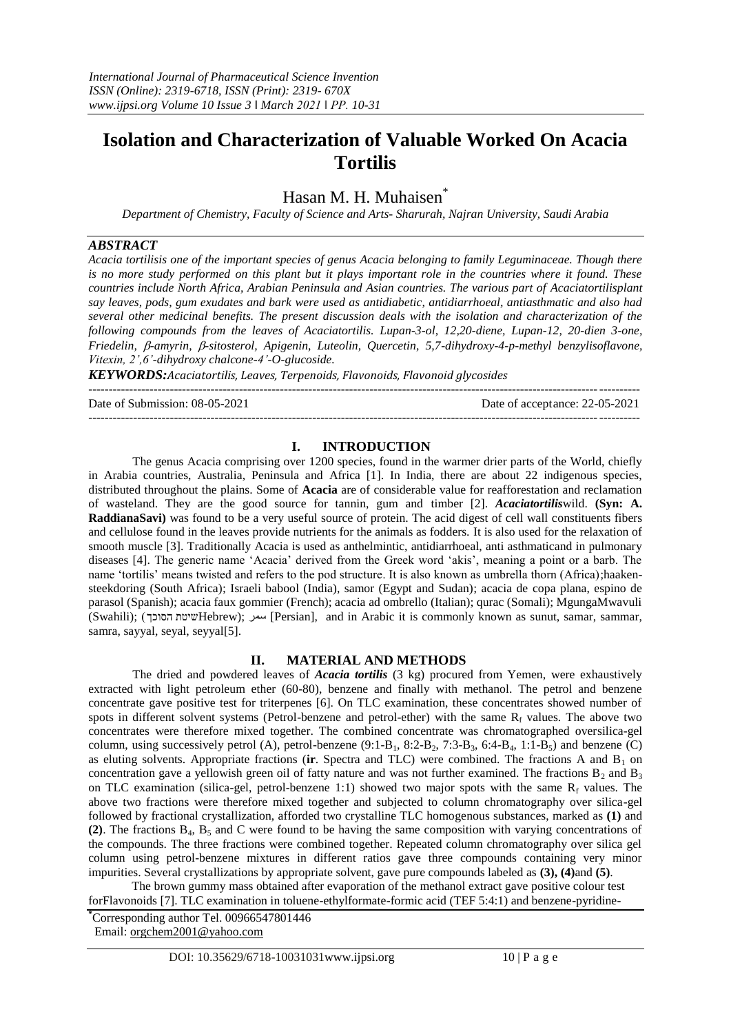# Isolation and Characterization of Valuable Worked On Acacia Tortilis

Hasan M. H. Muhaisen[*]

*Department of Chemistry, Faculty of Science and Arts- Sharurah, Najran University, Saudi Arabia*

***ABSTRACT***

*Acacia tortilisis one of the important species of genus Acacia belonging to family Leguminaceae. Though there is no more study performed on this plant but it plays important role in the countries where it found. These countries include North Africa, Arabian Peninsula and Asian countries. The various part of Acaciatortilisplant say leaves, pods, gum exudates and bark were used as antidiabetic, antidiarrhoeal, antiasthmatic and also had several other medicinal benefits. The present discussion deals with the isolation and characterization of the following compounds from the leaves of Acaciatortilis. Lupan-3-ol, 12,20-diene, Lupan-12, 20-dien 3-one, Friedelin, β-amyrin, β-sitosterol, Apigenin, Luteolin, Quercetin, 5,7-dihydroxy-4-p-methyl benzylisoflavone, Vitexin, 2',6'-dihydroxy chalcone-4'-O-glucoside.*

***KEYWORDS:*** *Acaciatortilis, Leaves, Terpenoids, Flavonoids, Flavonoid glycosides*

---

Date of Submission: 08-05-2021 Date of acceptance: 22-05-2021

---

## I. INTRODUCTION

The genus Acacia comprising over 1200 species, found in the warmer drier parts of the World, chiefly in Arabia countries, Australia, Peninsula and Africa [1]. In India, there are about 22 indigenous species, distributed throughout the plains. Some of **Acacia** are of considerable value for reafforestation and reclamation of wasteland. They are the good source for tannin, gum and timber [2]. ***Acaciatortilis*** wild. **(Syn: A. RaddianaSavi)** was found to be a very useful source of protein. The acid digest of cell wall constituents fibers and cellulose found in the leaves provide nutrients for the animals as fodders. It is also used for the relaxation of smooth muscle [3]. Traditionally Acacia is used as anthelmintic, antidiarrhoeal, anti asthmaticand in pulmonary diseases [4]. The generic name 'Acacia' derived from the Greek word 'akis', meaning a point or a barb. The name 'tortilis' means twisted and refers to the pod structure. It is also known as umbrella thorn (Africa);haakensteekdoring (South Africa); Israeli babool (India), samor (Egypt and Sudan); acacia de copa plana, espino de parasol (Spanish); acacia faux gommier (French); acacia ad ombrello (Italian); qurac (Somali); MgungaMwavuli (Swahili); (שיטת הסוכך Hebrew); سمر [Persian], and in Arabic it is commonly known as sunut, samar, sammar, samra, sayyal, seyal, seyyal[5].

## II. MATERIAL AND METHODS

The dried and powdered leaves of ***Acacia tortilis*** (3 kg) procured from Yemen, were exhaustively extracted with light petroleum ether (60-80), benzene and finally with methanol. The petrol and benzene concentrate gave positive test for triterpenes [6]. On TLC examination, these concentrates showed number of spots in different solvent systems (Petrol-benzene and petrol-ether) with the same $R_f$ values. The above two concentrates were therefore mixed together. The combined concentrate was chromatographed oversilica-gel column, using successively petrol (A), petrol-benzene (9:1-$B_1$, 8:2-$B_2$, 7:3-$B_3$, 6:4-$B_4$, 1:1-$B_5$) and benzene (C) as eluting solvents. Appropriate fractions (**ir**. Spectra and TLC) were combined. The fractions A and $B_1$ on concentration gave a yellowish green oil of fatty nature and was not further examined. The fractions $B_2$ and $B_3$ on TLC examination (silica-gel, petrol-benzene 1:1) showed two major spots with the same $R_f$ values. The above two fractions were therefore mixed together and subjected to column chromatography over silica-gel followed by fractional crystallization, afforded two crystalline TLC homogenous substances, marked as **(1)** and **(2)**. The fractions $B_4$, $B_5$ and C were found to be having the same composition with varying concentrations of the compounds. The three fractions were combined together. Repeated column chromatography over silica gel column using petrol-benzene mixtures in different ratios gave three compounds containing very minor impurities. Several crystallizations by appropriate solvent, gave pure compounds labeled as **(3), (4)** and **(5)**.

The brown gummy mass obtained after evaporation of the methanol extract gave positive colour test forFlavonoids [7]. TLC examination in toluene-ethylformate-formic acid (TEF 5:4:1) and benzene-pyridine-

[*]Corresponding author Tel. 00966547801446
Email: orgchem2001@yahoo.com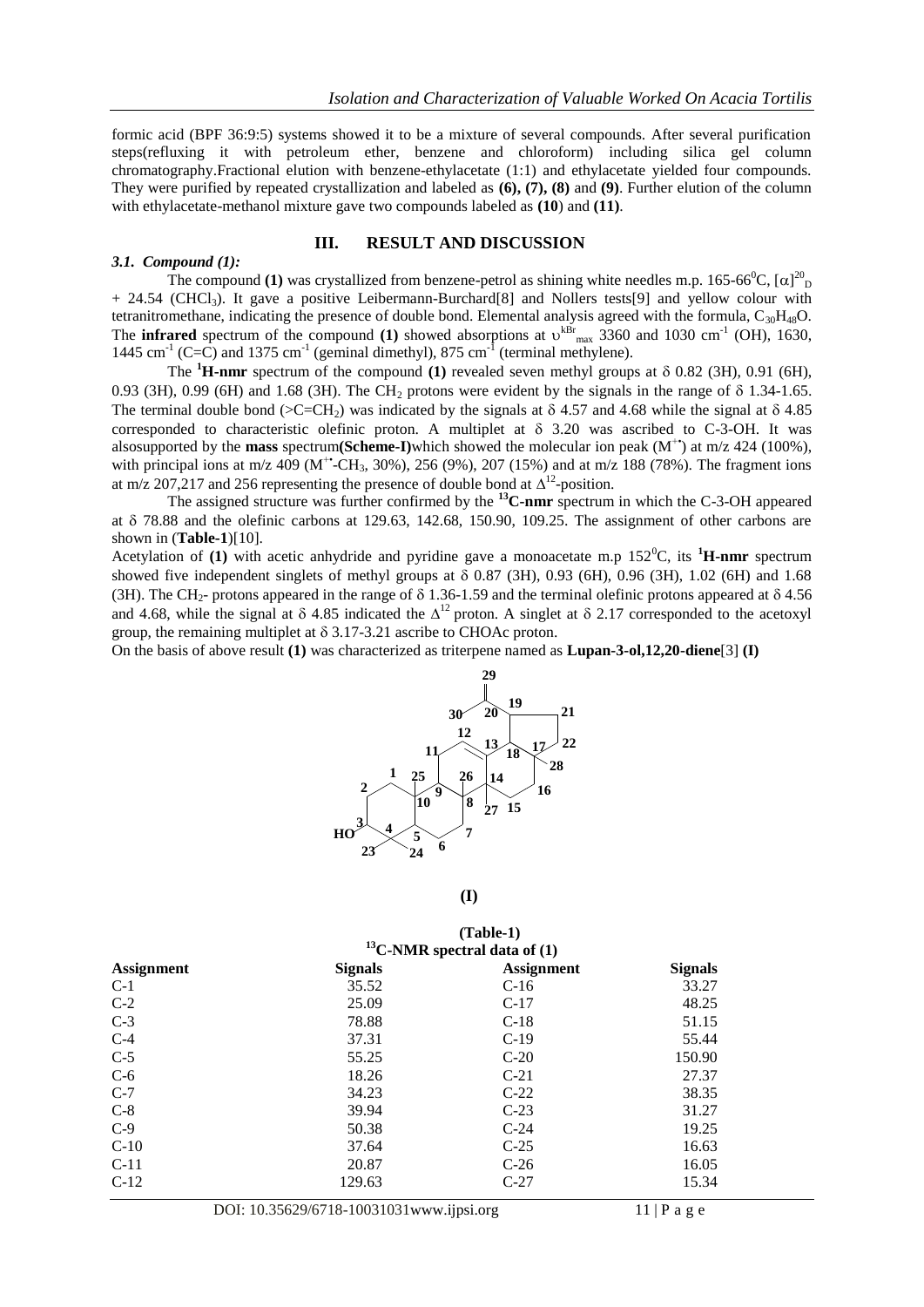formic acid (BPF 36:9:5) systems showed it to be a mixture of several compounds. After several purification steps(refluxing it with petroleum ether, benzene and chloroform) including silica gel column chromatography.Fractional elution with benzene-ethylacetate (1:1) and ethylacetate yielded four compounds. They were purified by repeated crystallization and labeled as **(6), (7), (8)** and **(9)**. Further elution of the column with ethylacetate-methanol mixture gave two compounds labeled as **(10)** and **(11)**.

## III. RESULT AND DISCUSSION

### *3.1. Compound (1):*

The compound **(1)** was crystallized from benzene-petrol as shining white needles m.p. 165-66$^0$C, $[\alpha]^{20}_D$ + 24.54 ($CHCl_3$). It gave a positive Leibermann-Burchard[8] and Nollers tests[9] and yellow colour with tetranitromethane, indicating the presence of double bond. Elemental analysis agreed with the formula, $C_{30}H_{48}O$. The **infrared** spectrum of the compound **(1)** showed absorptions at $\upsilon^{kBr}_{max}$ 3360 and 1030 cm$^{-1}$ (OH), 1630, 1445 cm$^{-1}$ (C=C) and 1375 cm$^{-1}$ (geminal dimethyl), 875 cm$^{-1}$ (terminal methylene).

The $^1$**H-nmr** spectrum of the compound **(1)** revealed seven methyl groups at δ 0.82 (3H), 0.91 (6H), 0.93 (3H), 0.99 (6H) and 1.68 (3H). The $CH_2$ protons were evident by the signals in the range of δ 1.34-1.65. The terminal double bond (>C=$CH_2$) was indicated by the signals at δ 4.57 and 4.68 while the signal at δ 4.85 corresponded to characteristic olefinic proton. A multiplet at δ 3.20 was ascribed to C-3-OH. It was alsosupported by the **mass** spectrum**(Scheme-I)**which showed the molecular ion peak ($M^{+\bullet}$) at m/z 424 (100%), with principal ions at m/z 409 ($M^{+\bullet}$-$CH_3$, 30%), 256 (9%), 207 (15%) and at m/z 188 (78%). The fragment ions at m/z 207,217 and 256 representing the presence of double bond at $\Delta^{12}$-position.

The assigned structure was further confirmed by the $^{13}$**C-nmr** spectrum in which the C-3-OH appeared at δ 78.88 and the olefinic carbons at 129.63, 142.68, 150.90, 109.25. The assignment of other carbons are shown in (**Table-1**)[10].

Acetylation of **(1)** with acetic anhydride and pyridine gave a monoacetate m.p 152$^0$C, its $^1$**H-nmr** spectrum showed five independent singlets of methyl groups at δ 0.87 (3H), 0.93 (6H), 0.96 (3H), 1.02 (6H) and 1.68 (3H). The $CH_2$- protons appeared in the range of δ 1.36-1.59 and the terminal olefinic protons appeared at δ 4.56 and 4.68, while the signal at δ 4.85 indicated the $\Delta^{12}$ proton. A singlet at δ 2.17 corresponded to the acetoxyl group, the remaining multiplet at δ 3.17-3.21 ascribe to CHOAc proton.

On the basis of above result **(1)** was characterized as triterpene named as **Lupan-3-ol,12,20-diene**[3] **(I)**

**(I)**

**(Table-1)**
**$^{13}$C-NMR spectral data of (1)**

| Assignment | Signals | Assignment | Signals |
|---|---|---|---|
| C-1 | 35.52 | C-16 | 33.27 |
| C-2 | 25.09 | C-17 | 48.25 |
| C-3 | 78.88 | C-18 | 51.15 |
| C-4 | 37.31 | C-19 | 55.44 |
| C-5 | 55.25 | C-20 | 150.90 |
| C-6 | 18.26 | C-21 | 27.37 |
| C-7 | 34.23 | C-22 | 38.35 |
| C-8 | 39.94 | C-23 | 31.27 |
| C-9 | 50.38 | C-24 | 19.25 |
| C-10 | 37.64 | C-25 | 16.63 |
| C-11 | 20.87 | C-26 | 16.05 |
| C-12 | 129.63 | C-27 | 15.34 |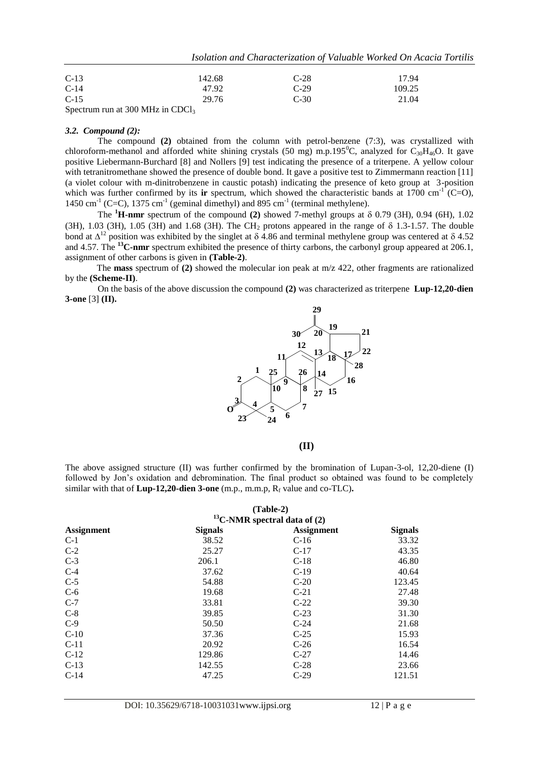| C-13 | 142.68 | C-28 | 17.94 |
|---|---|---|---|
| C-14 | 47.92 | C-29 | 109.25 |
| C-15 | 29.76 | C-30 | 21.04 |

Spectrum run at 300 MHz in $CDCl_3$

### *3.2. Compound (2):*

The compound **(2)** obtained from the column with petrol-benzene (7:3), was crystallized with chloroform-methanol and afforded white shining crystals (50 mg) m.p.195$^0$C, analyzed for $C_{30}H_{46}O$. It gave positive Liebermann-Burchard [8] and Nollers [9] test indicating the presence of a triterpene. A yellow colour with tetranitromethane showed the presence of double bond. It gave a positive test to Zimmermann reaction [11] (a violet colour with m-dinitrobenzene in caustic potash) indicating the presence of keto group at 3-position which was further confirmed by its **ir** spectrum, which showed the characteristic bands at 1700 $cm^{-1}$ (C=O), 1450 $cm^{-1}$ (C=C), 1375 $cm^{-1}$ (geminal dimethyl) and 895 $cm^{-1}$ (terminal methylene).

The **$^1$H-nmr** spectrum of the compound **(2)** showed 7-methyl groups at δ 0.79 (3H), 0.94 (6H), 1.02 (3H), 1.03 (3H), 1.05 (3H) and 1.68 (3H). The $CH_2$ protons appeared in the range of δ 1.3-1.57. The double bond at $\Delta^{12}$ position was exhibited by the singlet at δ 4.86 and terminal methylene group was centered at δ 4.52 and 4.57. The **$^{13}$C-nmr** spectrum exhibited the presence of thirty carbons, the carbonyl group appeared at 206.1, assignment of other carbons is given in **(Table-2)**.

The **mass** spectrum of **(2)** showed the molecular ion peak at m/z 422, other fragments are rationalized by the **(Scheme-II)**.

On the basis of the above discussion the compound **(2)** was characterized as triterpene **Lup-12,20-dien 3-one** [3] **(II).**

**(II)**

The above assigned structure (II) was further confirmed by the bromination of Lupan-3-ol, 12,20-diene (I) followed by Jon's oxidation and debromination. The final product so obtained was found to be completely similar with that of **Lup-12,20-dien 3-one** (m.p., m.m.p, $R_f$ value and co-TLC)**.**

**(Table-2)**

**$^{13}$C-NMR spectral data of (2)**

| Assignment | Signals | Assignment | Signals |
|---|---|---|---|
| C-1 | 38.52 | C-16 | 33.32 |
| C-2 | 25.27 | C-17 | 43.35 |
| C-3 | 206.1 | C-18 | 46.80 |
| C-4 | 37.62 | C-19 | 40.64 |
| C-5 | 54.88 | C-20 | 123.45 |
| C-6 | 19.68 | C-21 | 27.48 |
| C-7 | 33.81 | C-22 | 39.30 |
| C-8 | 39.85 | C-23 | 31.30 |
| C-9 | 50.50 | C-24 | 21.68 |
| C-10 | 37.36 | C-25 | 15.93 |
| C-11 | 20.92 | C-26 | 16.54 |
| C-12 | 129.86 | C-27 | 14.46 |
| C-13 | 142.55 | C-28 | 23.66 |
| C-14 | 47.25 | C-29 | 121.51 |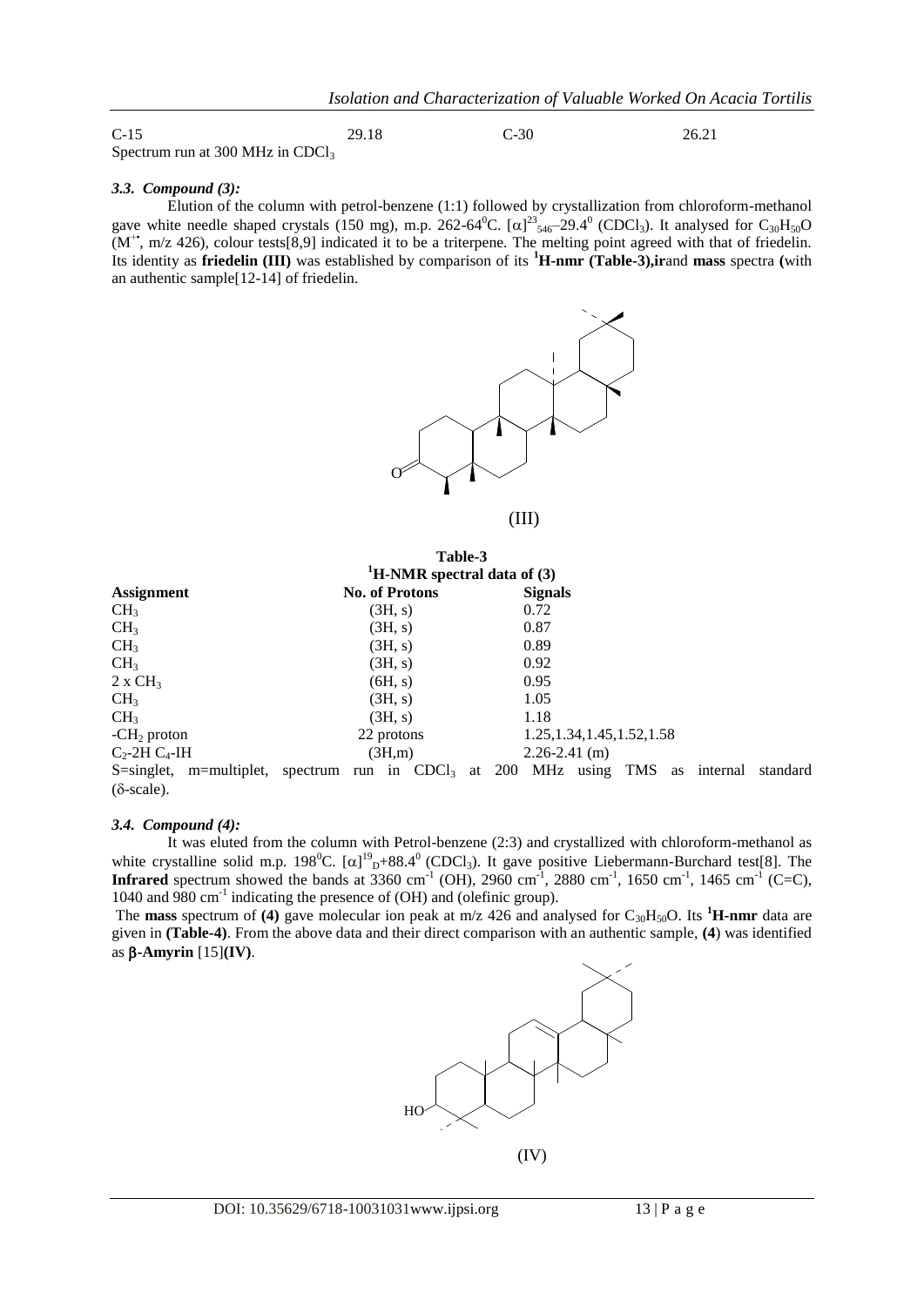| C-15 | 29.18 | C-30 | 26.21 |
|---|---|---|---|

Spectrum run at 300 MHz in $CDCl_3$

### *3.3. Compound (3):*

Elution of the column with petrol-benzene (1:1) followed by crystallization from chloroform-methanol gave white needle shaped crystals (150 mg), m.p. 262-64°C. $[\alpha]^{23}_{546}$–29.4° ($CDCl_3$). It analysed for $C_{30}H_{50}O$ ($M^{+\bullet}$, m/z 426), colour tests[8,9] indicated it to be a triterpene. The melting point agreed with that of friedelin. Its identity as **friedelin (III)** was established by comparison of its **$^1$H-nmr (Table-3),ir**and **mass** spectra **(**with an authentic sample[12-14] of friedelin.

(III)

**Table-3**
**$^1$H-NMR spectral data of (3)**

| Assignment | No. of Protons | Signals |
|---|---|---|
| $CH_3$ | (3H, s) | 0.72 |
| $CH_3$ | (3H, s) | 0.87 |
| $CH_3$ | (3H, s) | 0.89 |
| $CH_3$ | (3H, s) | 0.92 |
| 2 x $CH_3$ | (6H, s) | 0.95 |
| $CH_3$ | (3H, s) | 1.05 |
| $CH_3$ | (3H, s) | 1.18 |
| -$CH_2$ proton | 22 protons | 1.25,1.34,1.45,1.52,1.58 |
| $C_2$-2H $C_4$-IH | (3H,m) | 2.26-2.41 (m) |

S=singlet, m=multiplet, spectrum run in $CDCl_3$ at 200 MHz using TMS as internal standard (δ-scale).

### *3.4. Compound (4):*

It was eluted from the column with Petrol-benzene (2:3) and crystallized with chloroform-methanol as white crystalline solid m.p. 198°C. $[\alpha]^{19}_{D}$+88.4° ($CDCl_3$). It gave positive Liebermann-Burchard test[8]. The **Infrared** spectrum showed the bands at 3360 $cm^{-1}$ (OH), 2960 $cm^{-1}$, 2880 $cm^{-1}$, 1650 $cm^{-1}$, 1465 $cm^{-1}$ (C=C), 1040 and 980 $cm^{-1}$ indicating the presence of (OH) and (olefinic group).

The **mass** spectrum of **(4)** gave molecular ion peak at m/z 426 and analysed for $C_{30}H_{50}O$. Its **$^1$H-nmr** data are given in **(Table-4)**. From the above data and their direct comparison with an authentic sample, **(4**) was identified as **β-Amyrin** [15]**(IV)**.

(IV)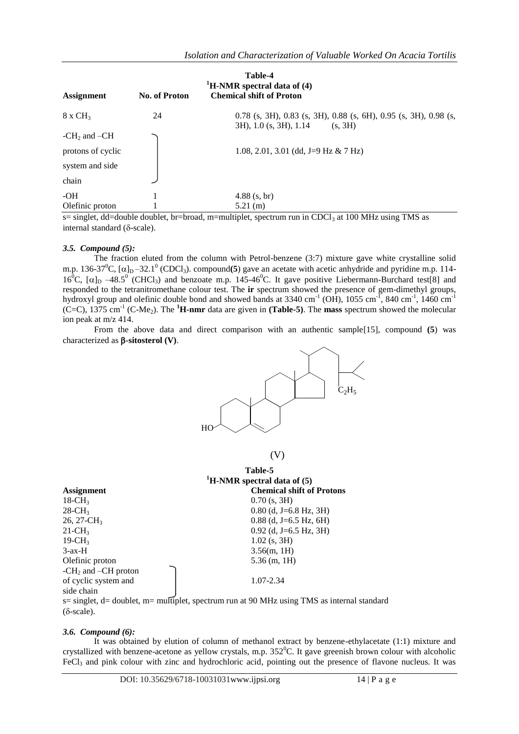**Table-4**

**$^1$H-NMR spectral data of (4)**

| Assignment | No. of Proton | Chemical shift of Proton |
|---|---|---|
| 8 x $CH_3$ | 24 | 0.78 (s, 3H), 0.83 (s, 3H), 0.88 (s, 6H), 0.95 (s, 3H), 0.98 (s, 3H), 1.0 (s, 3H), 1.14 (s, 3H) |
| -$CH_2$ and –CH protons of cyclic system and side chain | | 1.08, 2.01, 3.01 (dd, J=9 Hz & 7 Hz) |
| -OH | 1 | 4.88 (s, br) |
| Olefinic proton | 1 | 5.21 (m) |

s= singlet, dd=double doublet, br=broad, m=multiplet, spectrum run in $CDCl_3$ at 100 MHz using TMS as internal standard (δ-scale).

### *3.5. Compound (5):*

The fraction eluted from the column with Petrol-benzene (3:7) mixture gave white crystalline solid m.p. 136-37$^0$C, $[\alpha]_D$ –32.1$^0$ ($CDCl_3$). compound**(5**) gave an acetate with acetic anhydride and pyridine m.p. 114-16$^0$C, $[\alpha]_D$ –48.5$^0$ ($CHCl_3$) and benzoate m.p. 145-46$^0$C. It gave positive Liebermann-Burchard test[8] and responded to the tetranitromethane colour test. The **ir** spectrum showed the presence of gem-dimethyl groups, hydroxyl group and olefinic double bond and showed bands at 3340 cm$^{-1}$ (OH), 1055 cm$^{-1}$, 840 cm$^{-1}$, 1460 cm$^{-1}$ (C=C), 1375 cm$^{-1}$ (C-$Me_2$). The **$^1$H-nmr** data are given in **(Table-5)**. The **mass** spectrum showed the molecular ion peak at m/z 414.

From the above data and direct comparison with an authentic sample[15], compound **(5**) was characterized as **β-sitosterol (V)**.

(V)

**Table-5**

**$^1$H-NMR spectral data of (5)**

| Assignment | Chemical shift of Protons |
|---|---|
| 18-$CH_3$ | 0.70 (s, 3H) |
| 28-$CH_3$ | 0.80 (d, J=6.8 Hz, 3H) |
| 26, 27-$CH_3$ | 0.88 (d, J=6.5 Hz, 6H) |
| 21-$CH_3$ | 0.92 (d, J=6.5 Hz, 3H) |
| 19-$CH_3$ | 1.02 (s, 3H) |
| 3-ax-H | 3.56(m, 1H) |
| Olefinic proton | 5.36 (m, 1H) |
| -$CH_2$ and –CH proton of cyclic system and side chain | 1.07-2.34 |

s= singlet, d= doublet, m= multiplet, spectrum run at 90 MHz using TMS as internal standard (δ-scale).

### *3.6. Compound (6):*

It was obtained by elution of column of methanol extract by benzene-ethylacetate (1:1) mixture and crystallized with benzene-acetone as yellow crystals, m.p. 352$^0$C. It gave greenish brown colour with alcoholic $FeCl_3$ and pink colour with zinc and hydrochloric acid, pointing out the presence of flavone nucleus. It was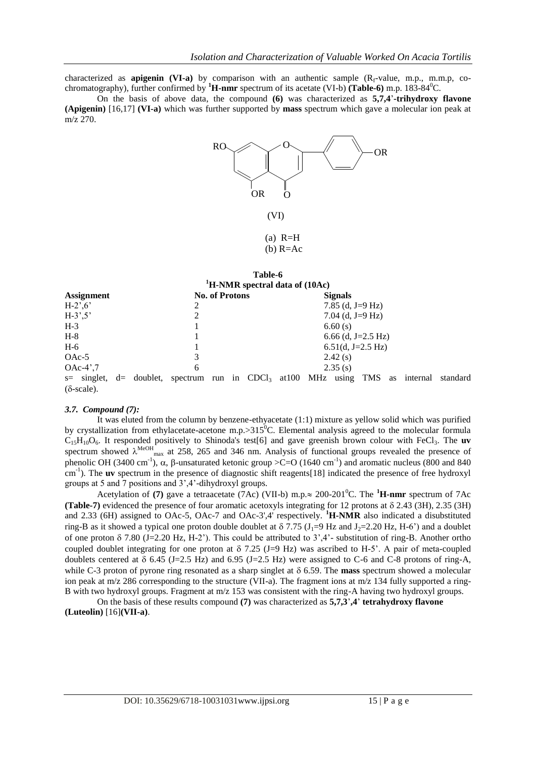characterized as **apigenin (VI-a)** by comparison with an authentic sample ($R_f$-value, m.p., m.m.p, co-chromatography), further confirmed by **$^1$H-nmr** spectrum of its acetate (VI-b) **(Table-6)** m.p. 183-84$^0$C.

On the basis of above data, the compound **(6)** was characterized as **5,7,4'-trihydroxy flavone (Apigenin)** [16,17] **(VI-a)** which was further supported by **mass** spectrum which gave a molecular ion peak at m/z 270.

(VI)

(a) R=H
(b) R=Ac

**Table-6**
**$^1$H-NMR spectral data of (10Ac)**

| Assignment | No. of Protons | Signals |
| --- | --- | --- |
| H-2',6' | 2 | 7.85 (d, J=9 Hz) |
| H-3',5' | 2 | 7.04 (d, J=9 Hz) |
| H-3 | 1 | 6.60 (s) |
| H-8 | 1 | 6.66 (d, J=2.5 Hz) |
| H-6 | 1 | 6.51(d, J=2.5 Hz) |
| OAc-5 | 3 | 2.42 (s) |
| OAc-4',7 | 6 | 2.35 (s) |

s= singlet, d= doublet, spectrum run in $CDCl_3$ at100 MHz using TMS as internal standard (δ-scale).

### *3.7. Compound (7):*

It was eluted from the column by benzene-ethyacetate (1:1) mixture as yellow solid which was purified by crystallization from ethylacetate-acetone m.p.>315$^0$C. Elemental analysis agreed to the molecular formula $C_{15}H_{10}O_6$. It responded positively to Shinoda's test[6] and gave greenish brown colour with $FeCl_3$. The **uv** spectrum showed $\lambda^{MeOH}_{max}$ at 258, 265 and 346 nm. Analysis of functional groups revealed the presence of phenolic OH (3400 cm$^{-1}$), α, β-unsaturated ketonic group >C=O (1640 cm$^{-1}$) and aromatic nucleus (800 and 840 cm$^{-1}$). The **uv** spectrum in the presence of diagnostic shift reagents[18] indicated the presence of free hydroxyl groups at 5 and 7 positions and 3',4'-dihydroxyl groups.

Acetylation of **(7)** gave a tetraacetate (7Ac) (VII-b) m.p.≈ 200-201$^0$C. The **$^1$H-nmr** spectrum of 7Ac **(Table-7)** evidenced the presence of four aromatic acetoxyls integrating for 12 protons at δ 2.43 (3H), 2.35 (3H) and 2.33 (6H) assigned to OAc-5, OAc-7 and OAc-3',4' respectively. **$^1$H-NMR** also indicated a disubstituted ring-B as it showed a typical one proton double doublet at δ 7.75 ($J_1$=9 Hz and $J_2$=2.20 Hz, H-6') and a doublet of one proton δ 7.80 (J=2.20 Hz, H-2'). This could be attributed to 3',4'- substitution of ring-B. Another ortho coupled doublet integrating for one proton at δ 7.25 (J=9 Hz) was ascribed to H-5'. A pair of meta-coupled doublets centered at δ 6.45 (J=2.5 Hz) and 6.95 (J=2.5 Hz) were assigned to C-6 and C-8 protons of ring-A, while C-3 proton of pyrone ring resonated as a sharp singlet at δ 6.59. The **mass** spectrum showed a molecular ion peak at m/z 286 corresponding to the structure (VII-a). The fragment ions at m/z 134 fully supported a ring-B with two hydroxyl groups. Fragment at m/z 153 was consistent with the ring-A having two hydroxyl groups.

On the basis of these results compound **(7)** was characterized as **5,7,3',4' tetrahydroxy flavone (Luteolin)** [16]**(VII-a)**.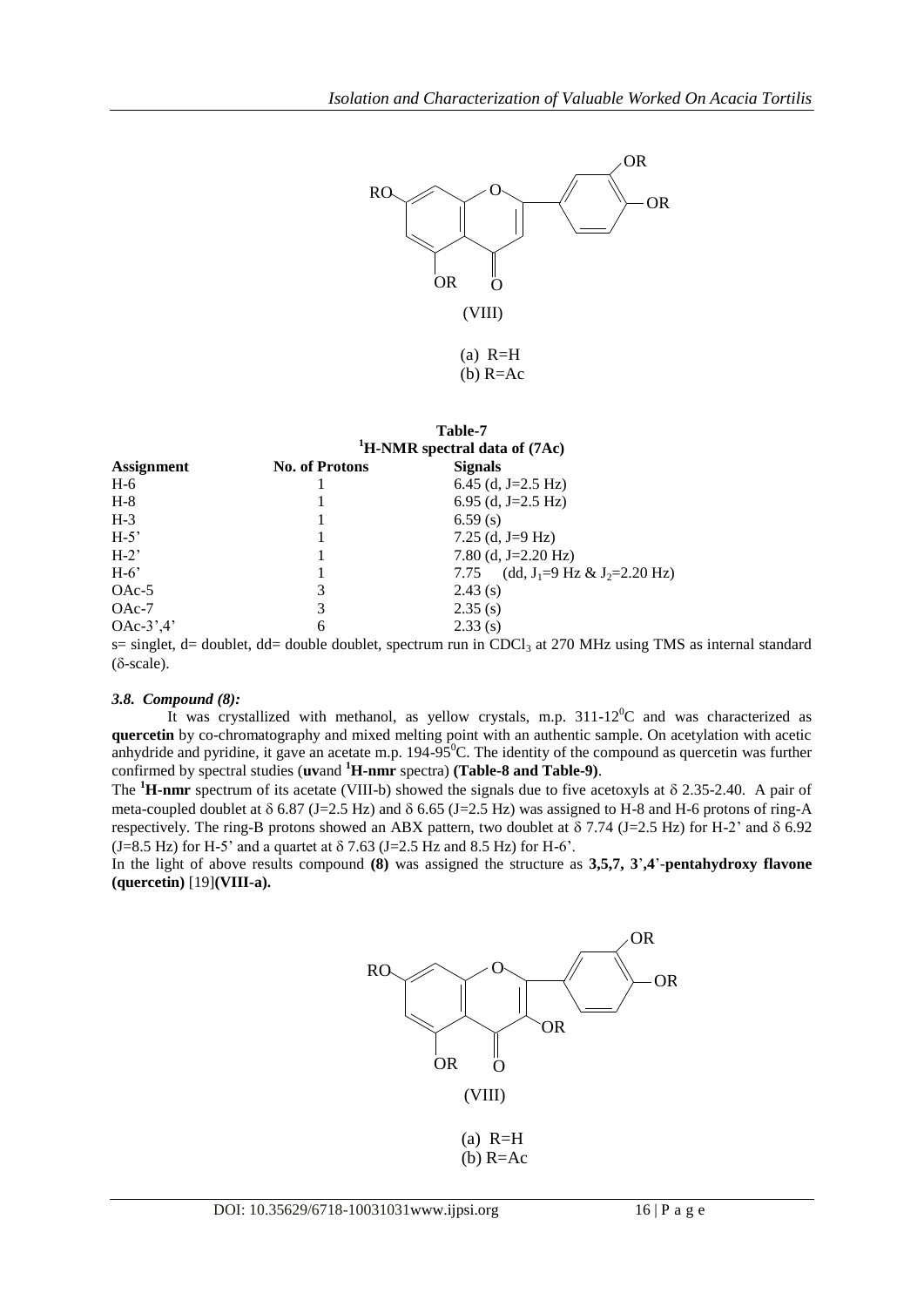(VIII)

(a) R=H
(b) R=Ac

**Table-7**
**$^1$H-NMR spectral data of (7Ac)**

| Assignment | No. of Protons | Signals |
|---|---|---|
| H-6 | 1 | 6.45 (d, J=2.5 Hz) |
| H-8 | 1 | 6.95 (d, J=2.5 Hz) |
| H-3 | 1 | 6.59 (s) |
| H-5' | 1 | 7.25 (d, J=9 Hz) |
| H-2' | 1 | 7.80 (d, J=2.20 Hz) |
| H-6' | 1 | 7.75 (dd, $J_1$=9 Hz & $J_2$=2.20 Hz) |
| OAc-5 | 3 | 2.43 (s) |
| OAc-7 | 3 | 2.35 (s) |
| OAc-3',4' | 6 | 2.33 (s) |

s= singlet, d= doublet, dd= double doublet, spectrum run in $CDCl_3$ at 270 MHz using TMS as internal standard (δ-scale).

### *3.8. Compound (8):*

It was crystallized with methanol, as yellow crystals, m.p. 311-12$^0$C and was characterized as **quercetin** by co-chromatography and mixed melting point with an authentic sample. On acetylation with acetic anhydride and pyridine, it gave an acetate m.p. 194-95$^0$C. The identity of the compound as quercetin was further confirmed by spectral studies (**uv**and **$^1$H-nmr** spectra) **(Table-8 and Table-9)**.

The **$^1$H-nmr** spectrum of its acetate (VIII-b) showed the signals due to five acetoxyls at δ 2.35-2.40. A pair of meta-coupled doublet at δ 6.87 (J=2.5 Hz) and δ 6.65 (J=2.5 Hz) was assigned to H-8 and H-6 protons of ring-A respectively. The ring-B protons showed an ABX pattern, two doublet at δ 7.74 (J=2.5 Hz) for H-2' and δ 6.92 (J=8.5 Hz) for H-5' and a quartet at δ 7.63 (J=2.5 Hz and 8.5 Hz) for H-6'.

In the light of above results compound **(8)** was assigned the structure as **3,5,7, 3',4'-pentahydroxy flavone (quercetin)** [19]**(VIII-a).**

(VIII)

(a) R=H
(b) R=Ac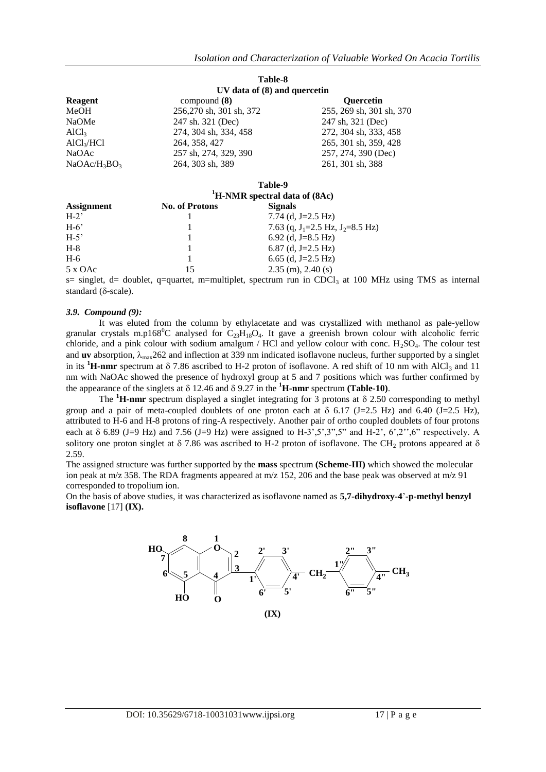**Table-8**
**UV data of (8) and quercetin**

| Reagent | compound **(8)** | **Quercetin** |
|---|---|---|
| MeOH | 256,270 sh, 301 sh, 372 | 255, 269 sh, 301 sh, 370 |
| NaOMe | 247 sh. 321 (Dec) | 247 sh, 321 (Dec) |
| $AlCl_3$ | 274, 304 sh, 334, 458 | 272, 304 sh, 333, 458 |
| $AlCl_3$/HCl | 264, 358, 427 | 265, 301 sh, 359, 428 |
| NaOAc | 257 sh, 274, 329, 390 | 257, 274, 390 (Dec) |
| NaOAc/$H_3BO_3$ | 264, 303 sh, 389 | 261, 301 sh, 388 |

**Table-9**
**$^1$H-NMR spectral data of (8Ac)**

| Assignment | No. of Protons | Signals |
|---|---|---|
| H-2' | 1 | 7.74 (d, J=2.5 Hz) |
| H-6' | 1 | 7.63 (q, $J_1$=2.5 Hz, $J_2$=8.5 Hz) |
| H-5' | 1 | 6.92 (d, J=8.5 Hz) |
| H-8 | 1 | 6.87 (d, J=2.5 Hz) |
| H-6 | 1 | 6.65 (d, J=2.5 Hz) |
| 5 x OAc | 15 | 2.35 (m), 2.40 (s) |

s= singlet, d= doublet, q=quartet, m=multiplet, spectrum run in $CDCl_3$ at 100 MHz using TMS as internal standard (δ-scale).

### *3.9. Compound (9):*

It was eluted from the column by ethylacetate and was crystallized with methanol as pale-yellow granular crystals m.p168$^0$C analysed for $C_{23}H_{18}O_4$. It gave a greenish brown colour with alcoholic ferric chloride, and a pink colour with sodium amalgum / HCl and yellow colour with conc. $H_2SO_4$. The colour test and **uv** absorption, $\lambda_{max}$262 and inflection at 339 nm indicated isoflavone nucleus, further supported by a singlet in its **$^1$H-nmr** spectrum at δ 7.86 ascribed to H-2 proton of isoflavone. A red shift of 10 nm with $AlCl_3$ and 11 nm with NaOAc showed the presence of hydroxyl group at 5 and 7 positions which was further confirmed by the appearance of the singlets at δ 12.46 and δ 9.27 in the **$^1$H-nmr** spectrum **(Table-10)**.

The **$^1$H-nmr** spectrum displayed a singlet integrating for 3 protons at δ 2.50 corresponding to methyl group and a pair of meta-coupled doublets of one proton each at δ 6.17 (J=2.5 Hz) and 6.40 (J=2.5 Hz), attributed to H-6 and H-8 protons of ring-A respectively. Another pair of ortho coupled doublets of four protons each at δ 6.89 (J=9 Hz) and 7.56 (J=9 Hz) were assigned to H-3',5',3",5" and H-2', 6',2'',6" respectively. A solitory one proton singlet at δ 7.86 was ascribed to H-2 proton of isoflavone. The $CH_2$ protons appeared at δ 2.59.

The assigned structure was further supported by the **mass** spectrum **(Scheme-III)** which showed the molecular ion peak at m/z 358. The RDA fragments appeared at m/z 152, 206 and the base peak was observed at m/z 91 corresponded to tropolium ion.

On the basis of above studies, it was characterized as isoflavone named as **5,7-dihydroxy-4'-p-methyl benzyl isoflavone** [17] **(IX).**

**(IX)**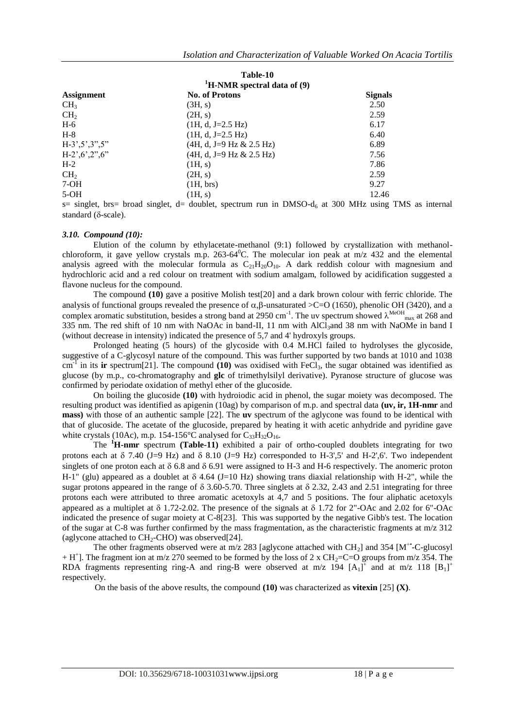**Table-10**

**$^1$H-NMR spectral data of (9)**

| Assignment | No. of Protons | Signals |
|---|---|---|
| $CH_3$ | (3H, s) | 2.50 |
| $CH_2$ | (2H, s) | 2.59 |
| H-6 | (1H, d, J=2.5 Hz) | 6.17 |
| H-8 | (1H, d, J=2.5 Hz) | 6.40 |
| H-3',5',3",5" | (4H, d, J=9 Hz & 2.5 Hz) | 6.89 |
| H-2',6',2",6" | (4H, d, J=9 Hz & 2.5 Hz) | 7.56 |
| H-2 | (1H, s) | 7.86 |
| $CH_2$ | (2H, s) | 2.59 |
| 7-OH | (1H, brs) | 9.27 |
| 5-OH | (1H, s) | 12.46 |

s= singlet, brs= broad singlet, d= doublet, spectrum run in DMSO-$d_6$ at 300 MHz using TMS as internal standard (δ-scale).

### *3.10. Compound (10):*

Elution of the column by ethylacetate-methanol (9:1) followed by crystallization with methanol-chloroform, it gave yellow crystals m.p. 263-64$^0$C. The molecular ion peak at m/z 432 and the elemental analysis agreed with the molecular formula as $C_{21}H_{20}O_{10}$. A dark reddish colour with magnesium and hydrochloric acid and a red colour on treatment with sodium amalgam, followed by acidification suggested a flavone nucleus for the compound.

The compound **(10)** gave a positive Molish test[20] and a dark brown colour with ferric chloride. The analysis of functional groups revealed the presence of α,β-unsaturated >C=O (1650), phenolic OH (3420), and a complex aromatic substitution, besides a strong band at 2950 cm$^{-1}$. The uv spectrum showed $\lambda^{MeOH}_{max}$ at 268 and 335 nm. The red shift of 10 nm with NaOAc in band-II, 11 nm with $AlCl_3$and 38 nm with NaOMe in band I (without decrease in intensity) indicated the presence of 5,7 and 4' hydroxyls groups.

Prolonged heating (5 hours) of the glycoside with 0.4 M.HCl failed to hydrolyses the glycoside, suggestive of a C-glycosyl nature of the compound. This was further supported by two bands at 1010 and 1038 cm$^{-1}$ in its **ir** spectrum[21]. The compound **(10)** was oxidised with $FeCl_3$, the sugar obtained was identified as glucose (by m.p., co-chromatography and **glc** of trimethylsilyl derivative). Pyranose structure of glucose was confirmed by periodate oxidation of methyl ether of the glucoside.

On boiling the glucoside **(10)** with hydroiodic acid in phenol, the sugar moiety was decomposed. The resulting product was identified as apigenin (10ag) by comparison of m.p. and spectral data **(uv, ir, 1H-nmr** and **mass)** with those of an authentic sample [22]. The **uv** spectrum of the aglycone was found to be identical with that of glucoside. The acetate of the glucoside, prepared by heating it with acetic anhydride and pyridine gave white crystals (10Ac), m.p. 154-156°C analysed for $C_{33}H_{32}O_{16}$.

The **$^1$H-nmr** spectrum **(Table-11)** exhibited a pair of ortho-coupled doublets integrating for two protons each at δ 7.40 (J=9 Hz) and δ 8.10 (J=9 Hz) corresponded to H-3',5' and H-2',6'. Two independent singlets of one proton each at δ 6.8 and δ 6.91 were assigned to H-3 and H-6 respectively. The anomeric proton H-1" (glu) appeared as a doublet at δ 4.64 (J=10 Hz) showing trans diaxial relationship with H-2", while the sugar protons appeared in the range of δ 3.60-5.70. Three singlets at δ 2.32, 2.43 and 2.51 integrating for three protons each were attributed to three aromatic acetoxyls at 4,7 and 5 positions. The four aliphatic acetoxyls appeared as a multiplet at δ 1.72-2.02. The presence of the signals at δ 1.72 for 2"-OAc and 2.02 for 6"-OAc indicated the presence of sugar moiety at C-8[23]. This was supported by the negative Gibb's test. The location of the sugar at C-8 was further confirmed by the mass fragmentation, as the characteristic fragments at m/z 312 (aglycone attached to $CH_2$-CHO) was observed[24].

The other fragments observed were at m/z 283 [aglycone attached with $CH_2$] and 354 [$M^{+\bullet}$-C-glucosyl + $H^+$]. The fragment ion at m/z 270 seemed to be formed by the loss of 2 x $CH_2$=C=O groups from m/z 354. The RDA fragments representing ring-A and ring-B were observed at m/z 194 $[A_1]^+$ and at m/z 118 $[B_1]^+$ respectively.

On the basis of the above results, the compound **(10)** was characterized as **vitexin** [25] **(X)**.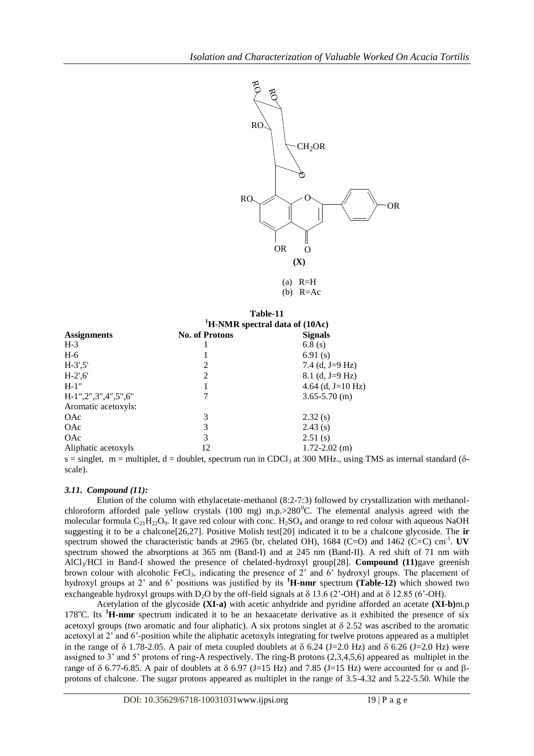(X)

(a) R=H
(b) R=Ac

**Table-11**
**$^1$H-NMR spectral data of (10Ac)**

| Assignments | No. of Protons | Signals |
|---|---|---|
| H-3 | 1 | 6.8 (s) |
| H-6 | 1 | 6.91 (s) |
| H-3',5' | 2 | 7.4 (d, J=9 Hz) |
| H-2',6' | 2 | 8.1 (d, J=9 Hz) |
| H-1" | 1 | 4.64 (d, J=10 Hz) |
| H-1",2",3",4",5",6" | 7 | 3.65-5.70 (m) |
| Aromatic acetoxyls: | | |
| OAc | 3 | 2.32 (s) |
| OAc | 3 | 2.43 (s) |
| OAc | 3 | 2.51 (s) |
| Aliphatic acetoxyls | 12 | 1.72-2.02 (m) |

s = singlet, m = multiplet, d = doublet, spectrum run in $CDCl_3$ at 300 MHz., using TMS as internal standard (δ-scale).

### *3.11. Compound (11):*

Elution of the column with ethylacetate-methanol (8:2-7:3) followed by crystallization with methanol-chloroform afforded pale yellow crystals (100 mg) m.p.>280$^0$C. The elemental analysis agreed with the molecular formula $C_{21}H_{22}O_9$. It gave red colour with conc. $H_2SO_4$ and orange to red colour with aqueous NaOH suggesting it to be a chalcone[26,27]. Positive Molish test[20] indicated it to be a chalcone glycoside. The **ir** spectrum showed the characteristic bands at 2965 (br, chelated OH), 1684 (C=O) and 1462 (C=C) cm$^{-1}$. **UV** spectrum showed the absorptions at 365 nm (Band-I) and at 245 nm (Band-II). A red shift of 71 nm with $AlCl_3$/HCl in Band-I showed the presence of chelated-hydroxyl group[28]. **Compound (11)** gave greenish brown colour with alcoholic $FeCl_3$, indicating the presence of 2' and 6' hydroxyl groups. The placement of hydroxyl groups at 2' and 6' positions was justified by its **$^1$H-nmr** spectrum **(Table-12)** which showed two exchangeable hydroxyl groups with $D_2O$ by the off-field signals at δ 13.6 (2'-OH) and at δ 12.85 (6'-OH).

Acetylation of the glycoside **(XI-a)** with acetic anhydride and pyridine afforded an acetate **(XI-b)** m.p 178$^o$C. Its **$^1$H-nmr** spectrum indicated it to be an hexaacetate derivative as it exhibited the presence of six acetoxyl groups (two aromatic and four aliphatic). A six protons singlet at δ 2.52 was ascribed to the aromatic acetoxyl at 2' and 6'-position while the aliphatic acetoxyls integrating for twelve protons appeared as a multiplet in the range of δ 1.78-2.05. A pair of meta coupled doublets at δ 6.24 (J=2.0 Hz) and δ 6.26 (J=2.0 Hz) were assigned to 3' and 5' protons of ring-A respectively. The ring-B protons (2,3,4,5,6) appeared as multiplet in the range of δ 6.77-6.85. A pair of doublets at δ 6.97 (J=15 Hz) and 7.85 (J=15 Hz) were accounted for α and β-protons of chalcone. The sugar protons appeared as multiplet in the range of 3.5-4.32 and 5.22-5.50. While the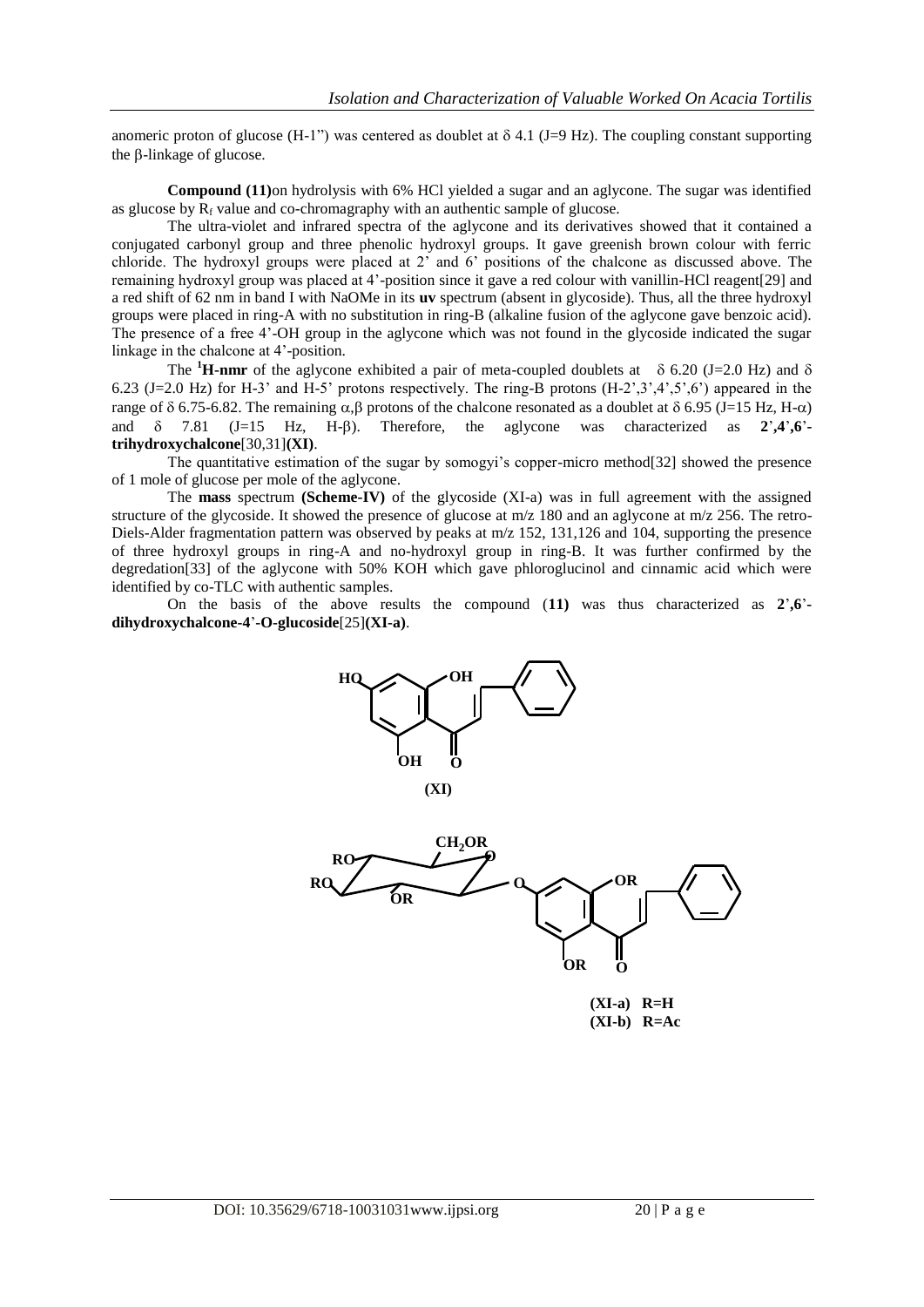anomeric proton of glucose (H-1") was centered as doublet at δ 4.1 (J=9 Hz). The coupling constant supporting the β-linkage of glucose.

**Compound (11)**on hydrolysis with 6% HCl yielded a sugar and an aglycone. The sugar was identified as glucose by $R_f$ value and co-chromagraphy with an authentic sample of glucose.

The ultra-violet and infrared spectra of the aglycone and its derivatives showed that it contained a conjugated carbonyl group and three phenolic hydroxyl groups. It gave greenish brown colour with ferric chloride. The hydroxyl groups were placed at 2' and 6' positions of the chalcone as discussed above. The remaining hydroxyl group was placed at 4'-position since it gave a red colour with vanillin-HCl reagent[29] and a red shift of 62 nm in band I with NaOMe in its **uv** spectrum (absent in glycoside). Thus, all the three hydroxyl groups were placed in ring-A with no substitution in ring-B (alkaline fusion of the aglycone gave benzoic acid). The presence of a free 4'-OH group in the aglycone which was not found in the glycoside indicated the sugar linkage in the chalcone at 4'-position.

The **$^1$H-nmr** of the aglycone exhibited a pair of meta-coupled doublets at δ 6.20 (J=2.0 Hz) and δ 6.23 (J=2.0 Hz) for H-3' and H-5' protons respectively. The ring-B protons (H-2',3',4',5',6') appeared in the range of δ 6.75-6.82. The remaining α,β protons of the chalcone resonated as a doublet at δ 6.95 (J=15 Hz, H-α) and δ 7.81 (J=15 Hz, H-β). Therefore, the aglycone was characterized as **2',4',6'-trihydroxychalcone**[30,31]**(XI)**.

The quantitative estimation of the sugar by somogyi's copper-micro method[32] showed the presence of 1 mole of glucose per mole of the aglycone.

The **mass** spectrum **(Scheme-IV)** of the glycoside (XI-a) was in full agreement with the assigned structure of the glycoside. It showed the presence of glucose at m/z 180 and an aglycone at m/z 256. The retro-Diels-Alder fragmentation pattern was observed by peaks at m/z 152, 131,126 and 104, supporting the presence of three hydroxyl groups in ring-A and no-hydroxyl group in ring-B. It was further confirmed by the degredation[33] of the aglycone with 50% KOH which gave phloroglucinol and cinnamic acid which were identified by co-TLC with authentic samples.

On the basis of the above results the compound (**11)** was thus characterized as **2',6'-dihydroxychalcone-4'-O-glucoside**[25]**(XI-a)**.

**(XI)**

**(XI-a) R=H**
**(XI-b) R=Ac**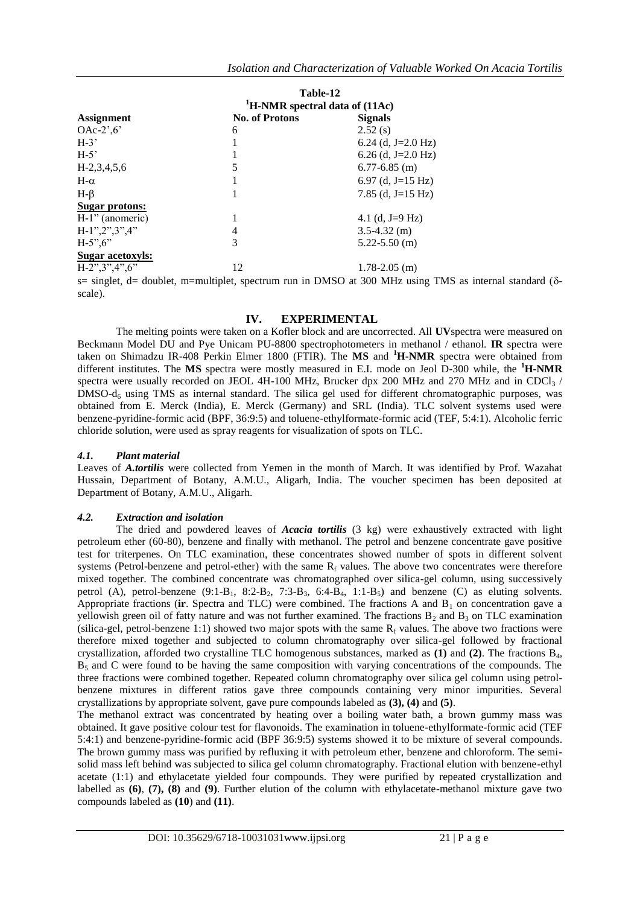**Table-12**
**$^1$H-NMR spectral data of (11Ac)**

| Assignment | No. of Protons | Signals |
|---|---|---|
| OAc-2',6' | 6 | 2.52 (s) |
| H-3' | 1 | 6.24 (d, J=2.0 Hz) |
| H-5' | 1 | 6.26 (d, J=2.0 Hz) |
| H-2,3,4,5,6 | 5 | 6.77-6.85 (m) |
| H-α | 1 | 6.97 (d, J=15 Hz) |
| H-β | 1 | 7.85 (d, J=15 Hz) |
| **Sugar protons:** | | |
| H-1" (anomeric) | 1 | 4.1 (d, J=9 Hz) |
| H-1",2",3",4" | 4 | 3.5-4.32 (m) |
| H-5",6" | 3 | 5.22-5.50 (m) |
| **Sugar acetoxyls:** | | |
| H-2",3",4",6" | 12 | 1.78-2.05 (m) |

s= singlet, d= doublet, m=multiplet, spectrum run in DMSO at 300 MHz using TMS as internal standard (δ-scale).

## IV. EXPERIMENTAL

The melting points were taken on a Kofler block and are uncorrected. All **UV** spectra were measured on Beckmann Model DU and Pye Unicam PU-8800 spectrophotometers in methanol / ethanol. **IR** spectra were taken on Shimadzu IR-408 Perkin Elmer 1800 (FTIR). The **MS** and **$^1$H-NMR** spectra were obtained from different institutes. The **MS** spectra were mostly measured in E.I. mode on Jeol D-300 while, the **$^1$H-NMR** spectra were usually recorded on JEOL 4H-100 MHz, Brucker dpx 200 MHz and 270 MHz and in $CDCl_3$ / DMSO-$d_6$ using TMS as internal standard. The silica gel used for different chromatographic purposes, was obtained from E. Merck (India), E. Merck (Germany) and SRL (India). TLC solvent systems used were benzene-pyridine-formic acid (BPF, 36:9:5) and toluene-ethylformate-formic acid (TEF, 5:4:1). Alcoholic ferric chloride solution, were used as spray reagents for visualization of spots on TLC.

### *4.1. Plant material*

Leaves of ***A.tortilis*** were collected from Yemen in the month of March. It was identified by Prof. Wazahat Hussain, Department of Botany, A.M.U., Aligarh, India. The voucher specimen has been deposited at Department of Botany, A.M.U., Aligarh.

### *4.2. Extraction and isolation*

The dried and powdered leaves of ***Acacia tortilis*** (3 kg) were exhaustively extracted with light petroleum ether (60-80), benzene and finally with methanol. The petrol and benzene concentrate gave positive test for triterpenes. On TLC examination, these concentrates showed number of spots in different solvent systems (Petrol-benzene and petrol-ether) with the same $R_f$ values. The above two concentrates were therefore mixed together. The combined concentrate was chromatographed over silica-gel column, using successively petrol (A), petrol-benzene (9:1-$B_1$, 8:2-$B_2$, 7:3-$B_3$, 6:4-$B_4$, 1:1-$B_5$) and benzene (C) as eluting solvents. Appropriate fractions (**ir**. Spectra and TLC) were combined. The fractions A and $B_1$ on concentration gave a yellowish green oil of fatty nature and was not further examined. The fractions $B_2$ and $B_3$ on TLC examination (silica-gel, petrol-benzene 1:1) showed two major spots with the same $R_f$ values. The above two fractions were therefore mixed together and subjected to column chromatography over silica-gel followed by fractional crystallization, afforded two crystalline TLC homogenous substances, marked as **(1)** and **(2)**. The fractions $B_4$, $B_5$ and C were found to be having the same composition with varying concentrations of the compounds. The three fractions were combined together. Repeated column chromatography over silica gel column using petrol-benzene mixtures in different ratios gave three compounds containing very minor impurities. Several crystallizations by appropriate solvent, gave pure compounds labeled as **(3), (4)** and **(5)**.

The methanol extract was concentrated by heating over a boiling water bath, a brown gummy mass was obtained. It gave positive colour test for flavonoids. The examination in toluene-ethylformate-formic acid (TEF 5:4:1) and benzene-pyridine-formic acid (BPF 36:9:5) systems showed it to be mixture of several compounds. The brown gummy mass was purified by refluxing it with petroleum ether, benzene and chloroform. The semi-solid mass left behind was subjected to silica gel column chromatography. Fractional elution with benzene-ethyl acetate (1:1) and ethylacetate yielded four compounds. They were purified by repeated crystallization and labelled as **(6)**, **(7), (8)** and **(9)**. Further elution of the column with ethylacetate-methanol mixture gave two compounds labeled as **(10)** and **(11)**.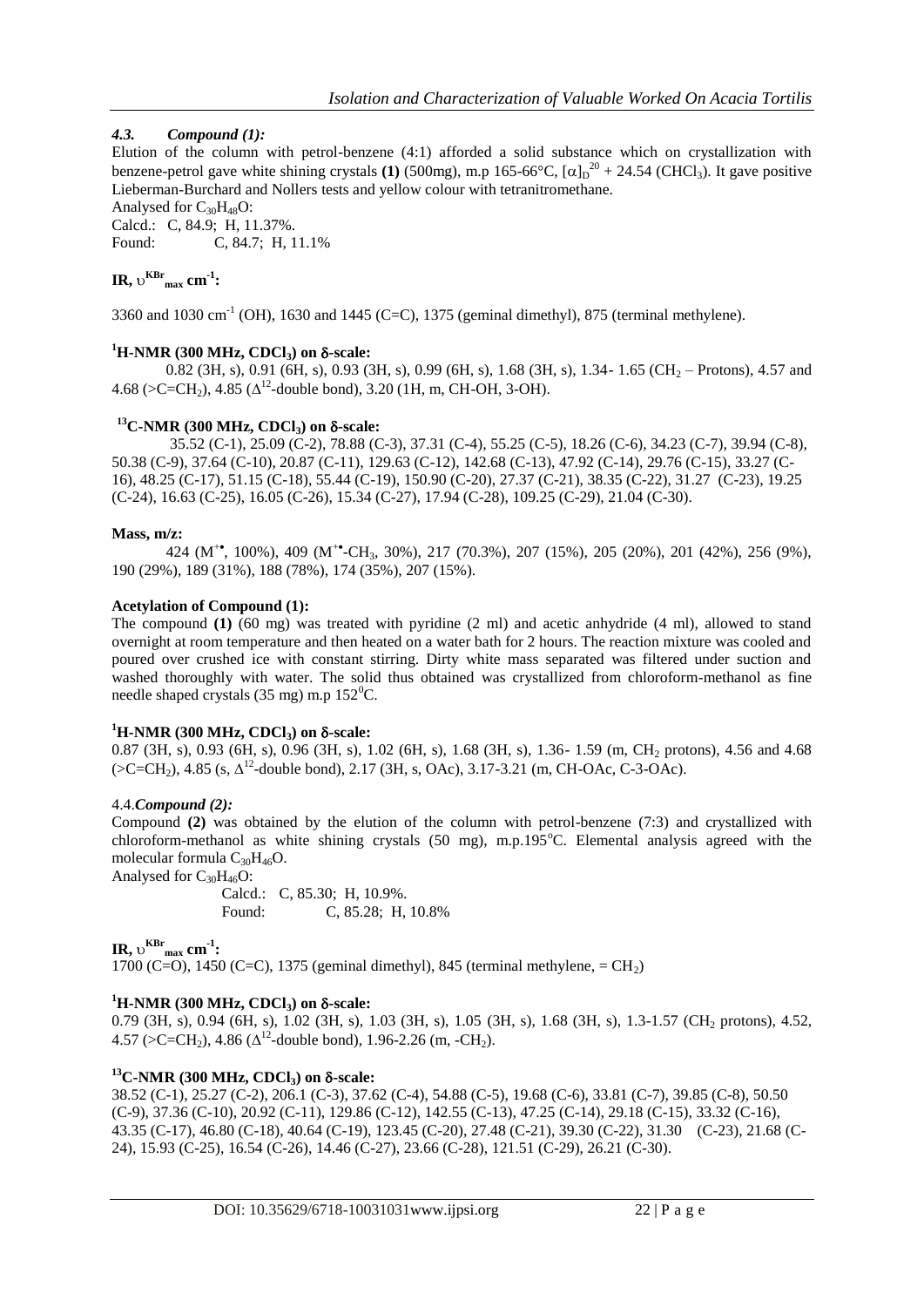### *4.3. Compound (1):*

Elution of the column with petrol-benzene (4:1) afforded a solid substance which on crystallization with benzene-petrol gave white shining crystals **(1)** (500mg), m.p 165-66°C, $[\alpha]_D^{20}$ + 24.54 ($CHCl_3$). It gave positive Lieberman-Burchard and Nollers tests and yellow colour with tetranitromethane.

Analysed for $C_{30}H_{48}O$:

Calcd.: C, 84.9; H, 11.37%.

Found: C, 84.7; H, 11.1%

**IR, $\upsilon^{KBr}_{max}$ cm$^{-1}$:**

3360 and 1030 cm$^{-1}$ (OH), 1630 and 1445 (C=C), 1375 (geminal dimethyl), 875 (terminal methylene).

**$^1$H-NMR (300 MHz, $CDCl_3$) on δ-scale:**

0.82 (3H, s), 0.91 (6H, s), 0.93 (3H, s), 0.99 (6H, s), 1.68 (3H, s), 1.34- 1.65 ($CH_2$ – Protons), 4.57 and 4.68 (>C=$CH_2$), 4.85 ($\Delta^{12}$-double bond), 3.20 (1H, m, CH-OH, 3-OH).

**$^{13}$C-NMR (300 MHz, $CDCl_3$) on δ-scale:**

35.52 (C-1), 25.09 (C-2), 78.88 (C-3), 37.31 (C-4), 55.25 (C-5), 18.26 (C-6), 34.23 (C-7), 39.94 (C-8), 50.38 (C-9), 37.64 (C-10), 20.87 (C-11), 129.63 (C-12), 142.68 (C-13), 47.92 (C-14), 29.76 (C-15), 33.27 (C-16), 48.25 (C-17), 51.15 (C-18), 55.44 (C-19), 150.90 (C-20), 27.37 (C-21), 38.35 (C-22), 31.27 (C-23), 19.25 (C-24), 16.63 (C-25), 16.05 (C-26), 15.34 (C-27), 17.94 (C-28), 109.25 (C-29), 21.04 (C-30).

**Mass, m/z:**

424 ($M^{+\bullet}$, 100%), 409 ($M^{+\bullet}$-$CH_3$, 30%), 217 (70.3%), 207 (15%), 205 (20%), 201 (42%), 256 (9%), 190 (29%), 189 (31%), 188 (78%), 174 (35%), 207 (15%).

**Acetylation of Compound (1):**

The compound **(1)** (60 mg) was treated with pyridine (2 ml) and acetic anhydride (4 ml), allowed to stand overnight at room temperature and then heated on a water bath for 2 hours. The reaction mixture was cooled and poured over crushed ice with constant stirring. Dirty white mass separated was filtered under suction and washed thoroughly with water. The solid thus obtained was crystallized from chloroform-methanol as fine needle shaped crystals (35 mg) m.p 152$^0$C.

**$^1$H-NMR (300 MHz, $CDCl_3$) on δ-scale:**

0.87 (3H, s), 0.93 (6H, s), 0.96 (3H, s), 1.02 (6H, s), 1.68 (3H, s), 1.36- 1.59 (m, $CH_2$ protons), 4.56 and 4.68 (>C=$CH_2$), 4.85 (s, $\Delta^{12}$-double bond), 2.17 (3H, s, OAc), 3.17-3.21 (m, CH-OAc, C-3-OAc).

### 4.4.*Compound (2):*

Compound **(2)** was obtained by the elution of the column with petrol-benzene (7:3) and crystallized with chloroform-methanol as white shining crystals (50 mg), m.p.195°C. Elemental analysis agreed with the molecular formula $C_{30}H_{46}O$.

Analysed for $C_{30}H_{46}O$:

Calcd.: C, 85.30; H, 10.9%.

Found: C, 85.28; H, 10.8%

**IR, $\upsilon^{KBr}_{max}$ cm$^{-1}$:**

1700 (C=O), 1450 (C=C), 1375 (geminal dimethyl), 845 (terminal methylene, = $CH_2$)

**$^1$H-NMR (300 MHz, $CDCl_3$) on δ-scale:**

0.79 (3H, s), 0.94 (6H, s), 1.02 (3H, s), 1.03 (3H, s), 1.05 (3H, s), 1.68 (3H, s), 1.3-1.57 ($CH_2$ protons), 4.52, 4.57 (>C=$CH_2$), 4.86 ($\Delta^{12}$-double bond), 1.96-2.26 (m, -$CH_2$).

**$^{13}$C-NMR (300 MHz, $CDCl_3$) on δ-scale:**

38.52 (C-1), 25.27 (C-2), 206.1 (C-3), 37.62 (C-4), 54.88 (C-5), 19.68 (C-6), 33.81 (C-7), 39.85 (C-8), 50.50 (C-9), 37.36 (C-10), 20.92 (C-11), 129.86 (C-12), 142.55 (C-13), 47.25 (C-14), 29.18 (C-15), 33.32 (C-16), 43.35 (C-17), 46.80 (C-18), 40.64 (C-19), 123.45 (C-20), 27.48 (C-21), 39.30 (C-22), 31.30 (C-23), 21.68 (C-24), 15.93 (C-25), 16.54 (C-26), 14.46 (C-27), 23.66 (C-28), 121.51 (C-29), 26.21 (C-30).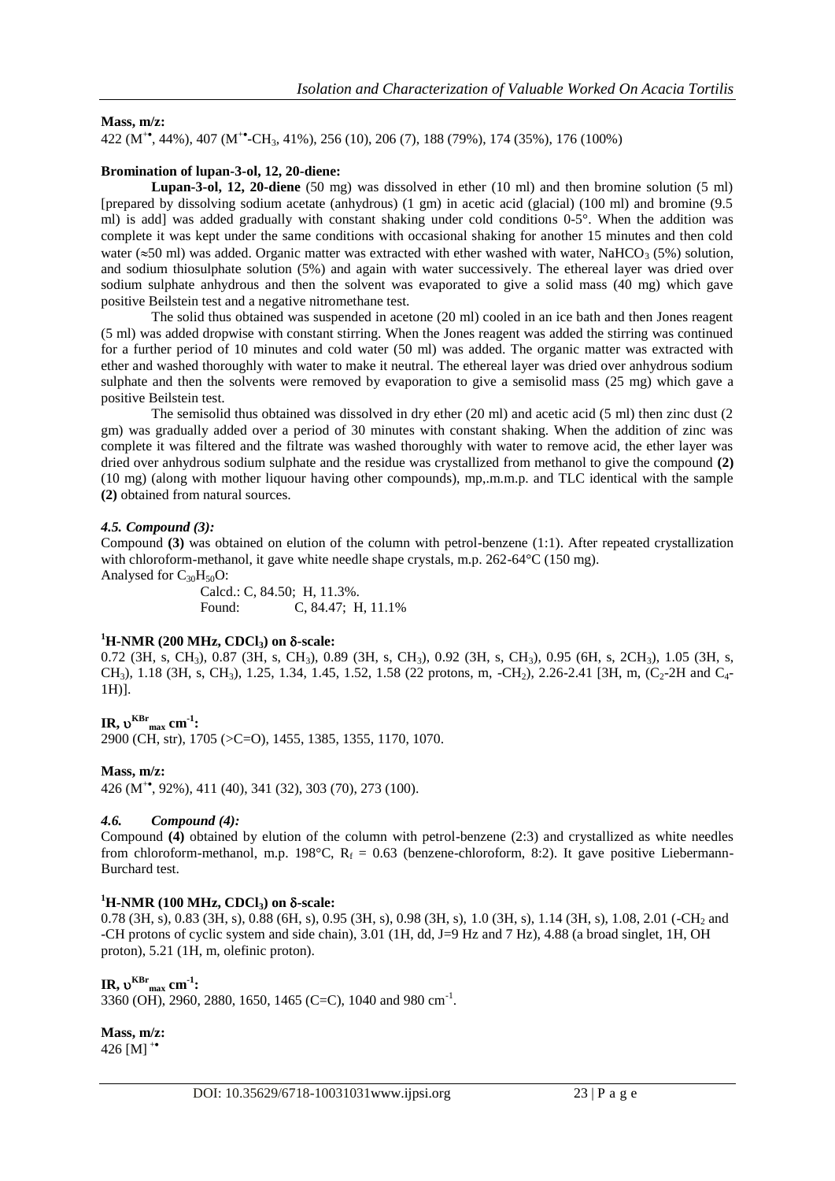**Mass, m/z:**

422 ($M^{+\bullet}$, 44%), 407 ($M^{+\bullet}$-$CH_3$, 41%), 256 (10), 206 (7), 188 (79%), 174 (35%), 176 (100%)

**Bromination of lupan-3-ol, 12, 20-diene:**

**Lupan-3-ol, 12, 20-diene** (50 mg) was dissolved in ether (10 ml) and then bromine solution (5 ml) [prepared by dissolving sodium acetate (anhydrous) (1 gm) in acetic acid (glacial) (100 ml) and bromine (9.5 ml) is add] was added gradually with constant shaking under cold conditions 0-5°. When the addition was complete it was kept under the same conditions with occasional shaking for another 15 minutes and then cold water (≈50 ml) was added. Organic matter was extracted with ether washed with water, $NaHCO_3$ (5%) solution, and sodium thiosulphate solution (5%) and again with water successively. The ethereal layer was dried over sodium sulphate anhydrous and then the solvent was evaporated to give a solid mass (40 mg) which gave positive Beilstein test and a negative nitromethane test.

The solid thus obtained was suspended in acetone (20 ml) cooled in an ice bath and then Jones reagent (5 ml) was added dropwise with constant stirring. When the Jones reagent was added the stirring was continued for a further period of 10 minutes and cold water (50 ml) was added. The organic matter was extracted with ether and washed thoroughly with water to make it neutral. The ethereal layer was dried over anhydrous sodium sulphate and then the solvents were removed by evaporation to give a semisolid mass (25 mg) which gave a positive Beilstein test.

The semisolid thus obtained was dissolved in dry ether (20 ml) and acetic acid (5 ml) then zinc dust (2 gm) was gradually added over a period of 30 minutes with constant shaking. When the addition of zinc was complete it was filtered and the filtrate was washed thoroughly with water to remove acid, the ether layer was dried over anhydrous sodium sulphate and the residue was crystallized from methanol to give the compound **(2)** (10 mg) (along with mother liquour having other compounds), mp,.m.m.p. and TLC identical with the sample **(2)** obtained from natural sources.

### *4.5. Compound (3):*

Compound **(3)** was obtained on elution of the column with petrol-benzene (1:1). After repeated crystallization with chloroform-methanol, it gave white needle shape crystals, m.p. 262-64°C (150 mg).

Analysed for $C_{30}H_{50}O$:

Calcd.: C, 84.50; H, 11.3%.
Found: C, 84.47; H, 11.1%

**$^1$H-NMR (200 MHz, $CDCl_3$) on δ-scale:**

0.72 (3H, s, $CH_3$), 0.87 (3H, s, $CH_3$), 0.89 (3H, s, $CH_3$), 0.92 (3H, s, $CH_3$), 0.95 (6H, s, 2$CH_3$), 1.05 (3H, s, $CH_3$), 1.18 (3H, s, $CH_3$), 1.25, 1.34, 1.45, 1.52, 1.58 (22 protons, m, -$CH_2$), 2.26-2.41 [3H, m, ($C_2$-2H and $C_4$-1H)].

**IR, $\upsilon^{KBr}_{max}$ cm$^{-1}$:**

2900 (CH, str), 1705 (>C=O), 1455, 1385, 1355, 1170, 1070.

**Mass, m/z:**

426 ($M^{+\bullet}$, 92%), 411 (40), 341 (32), 303 (70), 273 (100).

### *4.6. Compound (4):*

Compound **(4)** obtained by elution of the column with petrol-benzene (2:3) and crystallized as white needles from chloroform-methanol, m.p. 198°C, $R_f$ = 0.63 (benzene-chloroform, 8:2). It gave positive Liebermann-Burchard test.

**$^1$H-NMR (100 MHz, $CDCl_3$) on δ-scale:**

0.78 (3H, s), 0.83 (3H, s), 0.88 (6H, s), 0.95 (3H, s), 0.98 (3H, s), 1.0 (3H, s), 1.14 (3H, s), 1.08, 2.01 (-$CH_2$ and -CH protons of cyclic system and side chain), 3.01 (1H, dd, J=9 Hz and 7 Hz), 4.88 (a broad singlet, 1H, OH proton), 5.21 (1H, m, olefinic proton).

**IR, $\upsilon^{KBr}_{max}$ cm$^{-1}$:**

3360 (OH), 2960, 2880, 1650, 1465 (C=C), 1040 and 980 cm$^{-1}$.

**Mass, m/z:**

426 $[M]^{+\bullet}$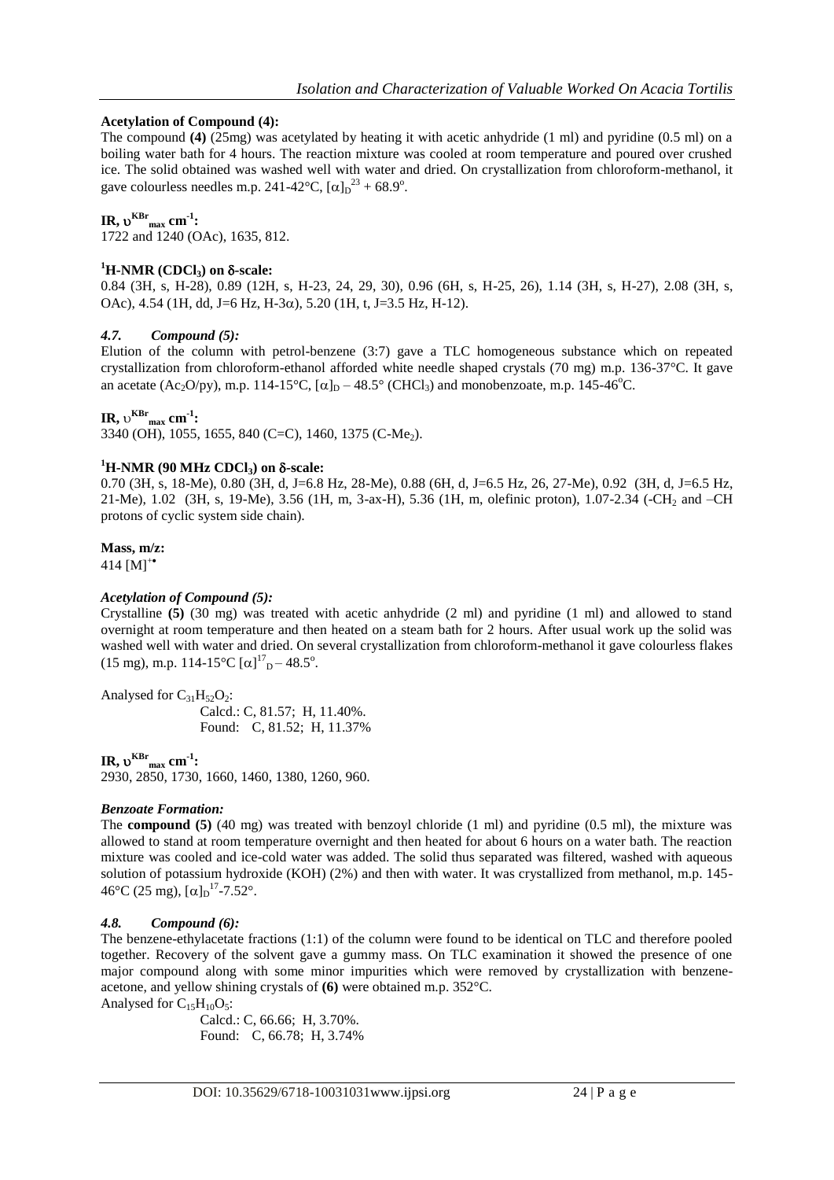**Acetylation of Compound (4):**

The compound **(4)** (25mg) was acetylated by heating it with acetic anhydride (1 ml) and pyridine (0.5 ml) on a boiling water bath for 4 hours. The reaction mixture was cooled at room temperature and poured over crushed ice. The solid obtained was washed well with water and dried. On crystallization from chloroform-methanol, it gave colourless needles m.p. 241-42°C, $[\alpha]_D^{23}$ + 68.9°.

**IR, $\upsilon^{KBr}_{max}$ cm$^{-1}$:**

1722 and 1240 (OAc), 1635, 812.

**$^1$H-NMR ($CDCl_3$) on δ-scale:**

0.84 (3H, s, H-28), 0.89 (12H, s, H-23, 24, 29, 30), 0.96 (6H, s, H-25, 26), 1.14 (3H, s, H-27), 2.08 (3H, s, OAc), 4.54 (1H, dd, J=6 Hz, H-3α), 5.20 (1H, t, J=3.5 Hz, H-12).

### *4.7. Compound (5):*

Elution of the column with petrol-benzene (3:7) gave a TLC homogeneous substance which on repeated crystallization from chloroform-ethanol afforded white needle shaped crystals (70 mg) m.p. 136-37°C. It gave an acetate ($Ac_2O$/py), m.p. 114-15°C, $[\alpha]_D$ – 48.5° ($CHCl_3$) and monobenzoate, m.p. 145-46°C.

**IR, $\upsilon^{KBr}_{max}$ cm$^{-1}$:**

3340 (OH), 1055, 1655, 840 (C=C), 1460, 1375 (C-$Me_2$).

**$^1$H-NMR (90 MHz $CDCl_3$) on δ-scale:**

0.70 (3H, s, 18-Me), 0.80 (3H, d, J=6.8 Hz, 28-Me), 0.88 (6H, d, J=6.5 Hz, 26, 27-Me), 0.92 (3H, d, J=6.5 Hz, 21-Me), 1.02 (3H, s, 19-Me), 3.56 (1H, m, 3-ax-H), 5.36 (1H, m, olefinic proton), 1.07-2.34 (-$CH_2$ and –CH protons of cyclic system side chain).

**Mass, m/z:**

414 $[M]^{+\bullet}$

***Acetylation of Compound (5):***

Crystalline **(5)** (30 mg) was treated with acetic anhydride (2 ml) and pyridine (1 ml) and allowed to stand overnight at room temperature and then heated on a steam bath for 2 hours. After usual work up the solid was washed well with water and dried. On several crystallization from chloroform-methanol it gave colourless flakes (15 mg), m.p. 114-15°C $[\alpha]^{17}_D$ – 48.5°.

Analysed for $C_{31}H_{52}O_2$:

Calcd.: C, 81.57; H, 11.40%.
Found: C, 81.52; H, 11.37%

**IR, $\upsilon^{KBr}_{max}$ cm$^{-1}$:**

2930, 2850, 1730, 1660, 1460, 1380, 1260, 960.

***Benzoate Formation:***

The **compound (5)** (40 mg) was treated with benzoyl chloride (1 ml) and pyridine (0.5 ml), the mixture was allowed to stand at room temperature overnight and then heated for about 6 hours on a water bath. The reaction mixture was cooled and ice-cold water was added. The solid thus separated was filtered, washed with aqueous solution of potassium hydroxide (KOH) (2%) and then with water. It was crystallized from methanol, m.p. 145-46°C (25 mg), $[\alpha]_D^{17}$-7.52°.

### *4.8. Compound (6):*

The benzene-ethylacetate fractions (1:1) of the column were found to be identical on TLC and therefore pooled together. Recovery of the solvent gave a gummy mass. On TLC examination it showed the presence of one major compound along with some minor impurities which were removed by crystallization with benzene-acetone, and yellow shining crystals of **(6)** were obtained m.p. 352°C.

Analysed for $C_{15}H_{10}O_5$:

Calcd.: C, 66.66; H, 3.70%.
Found: C, 66.78; H, 3.74%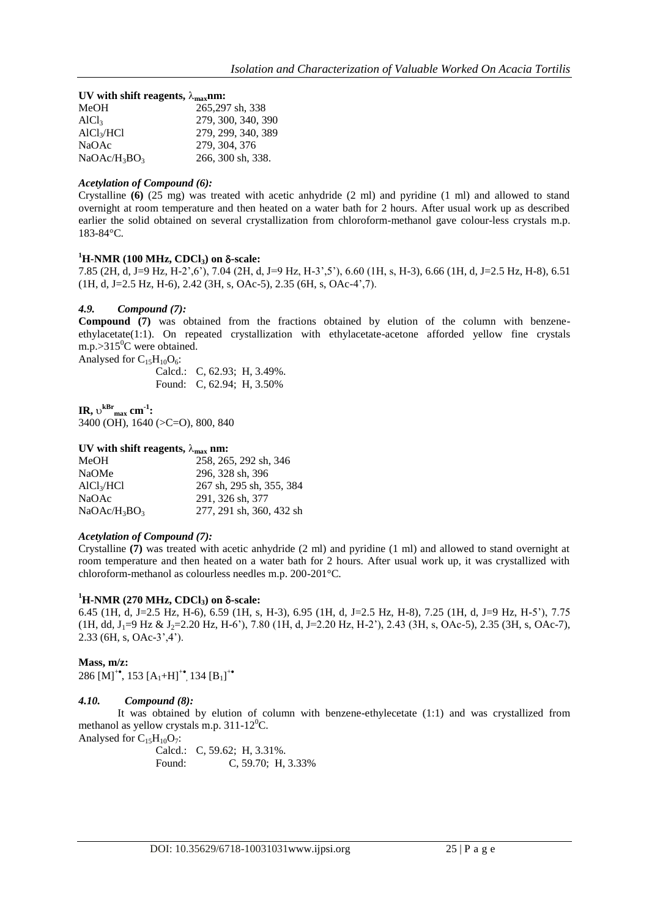**UV with shift reagents, $\lambda_{max}$nm:**

| | |
|---|---|
| MeOH | 265,297 sh, 338 |
| $AlCl_3$ | 279, 300, 340, 390 |
| $AlCl_3$/HCl | 279, 299, 340, 389 |
| NaOAc | 279, 304, 376 |
| NaOAc/$H_3BO_3$ | 266, 300 sh, 338. |

***Acetylation of Compound (6):***

Crystalline **(6)** (25 mg) was treated with acetic anhydride (2 ml) and pyridine (1 ml) and allowed to stand overnight at room temperature and then heated on a water bath for 2 hours. After usual work up as described earlier the solid obtained on several crystallization from chloroform-methanol gave colour-less crystals m.p. 183-84°C.

**$^1$H-NMR (100 MHz, $CDCl_3$) on $\delta$-scale:**

7.85 (2H, d, J=9 Hz, H-2',6'), 7.04 (2H, d, J=9 Hz, H-3',5'), 6.60 (1H, s, H-3), 6.66 (1H, d, J=2.5 Hz, H-8), 6.51 (1H, d, J=2.5 Hz, H-6), 2.42 (3H, s, OAc-5), 2.35 (6H, s, OAc-4',7).

### *4.9. Compound (7):*

**Compound (7)** was obtained from the fractions obtained by elution of the column with benzene-ethylacetate(1:1). On repeated crystallization with ethylacetate-acetone afforded yellow fine crystals m.p.>315$^0$C were obtained.

Analysed for $C_{15}H_{10}O_6$:

Calcd.: C, 62.93; H, 3.49%.
Found: C, 62.94; H, 3.50%

**IR, $\upsilon^{kBr}_{max}$ cm$^{-1}$:**

3400 (OH), 1640 (>C=O), 800, 840

**UV with shift reagents, $\lambda_{max}$ nm:**

| | |
|---|---|
| MeOH | 258, 265, 292 sh, 346 |
| NaOMe | 296, 328 sh, 396 |
| $AlCl_3$/HCl | 267 sh, 295 sh, 355, 384 |
| NaOAc | 291, 326 sh, 377 |
| NaOAc/$H_3BO_3$ | 277, 291 sh, 360, 432 sh |

***Acetylation of Compound (7):***

Crystalline **(7)** was treated with acetic anhydride (2 ml) and pyridine (1 ml) and allowed to stand overnight at room temperature and then heated on a water bath for 2 hours. After usual work up, it was crystallized with chloroform-methanol as colourless needles m.p. 200-201°C.

**$^1$H-NMR (270 MHz, $CDCl_3$) on $\delta$-scale:**

6.45 (1H, d, J=2.5 Hz, H-6), 6.59 (1H, s, H-3), 6.95 (1H, d, J=2.5 Hz, H-8), 7.25 (1H, d, J=9 Hz, H-5'), 7.75 (1H, dd, $J_1$=9 Hz & $J_2$=2.20 Hz, H-6'), 7.80 (1H, d, J=2.20 Hz, H-2'), 2.43 (3H, s, OAc-5), 2.35 (3H, s, OAc-7), 2.33 (6H, s, OAc-3',4').

**Mass, m/z:**

286 $[M]^{+\bullet}$, 153 $[A_1+H]^{+\bullet}$, 134 $[B_1]^{+\bullet}$

### *4.10. Compound (8):*

It was obtained by elution of column with benzene-ethylecetate (1:1) and was crystallized from methanol as yellow crystals m.p. 311-12$^0$C.

Analysed for $C_{15}H_{10}O_7$:

Calcd.: C, 59.62; H, 3.31%.
Found: C, 59.70; H, 3.33%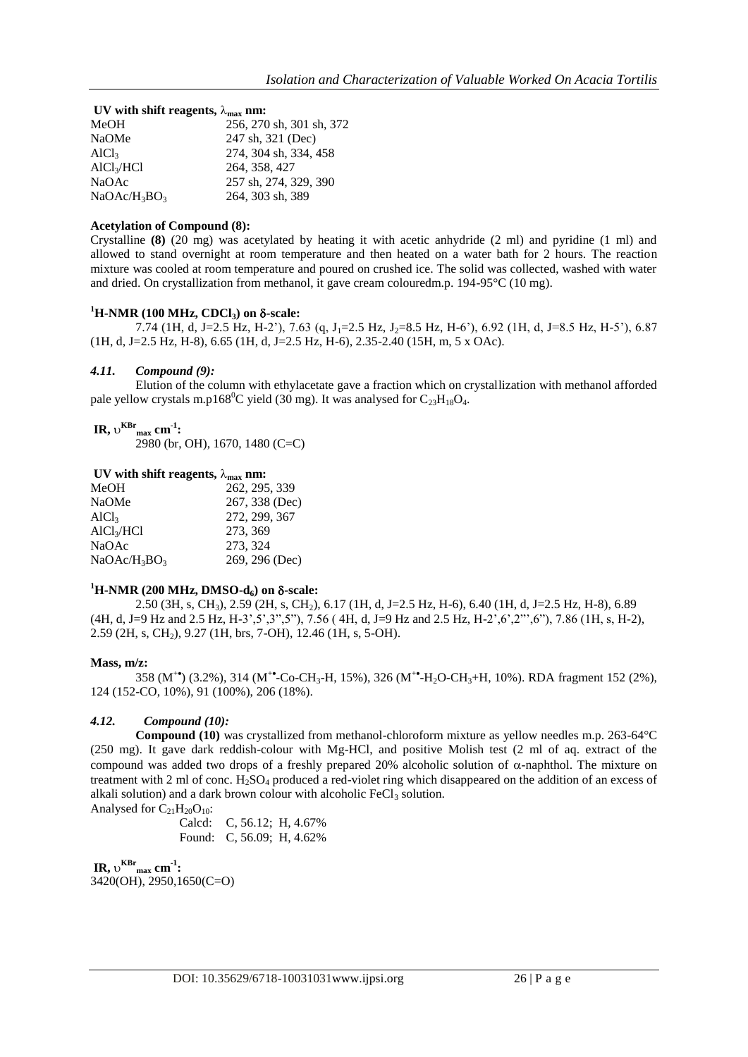**UV with shift reagents, $\lambda_{max}$ nm:**

| | |
|---|---|
| MeOH | 256, 270 sh, 301 sh, 372 |
| NaOMe | 247 sh, 321 (Dec) |
| $AlCl_3$ | 274, 304 sh, 334, 458 |
| $AlCl_3$/HCl | 264, 358, 427 |
| NaOAc | 257 sh, 274, 329, 390 |
| NaOAc/$H_3BO_3$ | 264, 303 sh, 389 |

**Acetylation of Compound (8):**

Crystalline **(8)** (20 mg) was acetylated by heating it with acetic anhydride (2 ml) and pyridine (1 ml) and allowed to stand overnight at room temperature and then heated on a water bath for 2 hours. The reaction mixture was cooled at room temperature and poured on crushed ice. The solid was collected, washed with water and dried. On crystallization from methanol, it gave cream colouredm.p. 194-95°C (10 mg).

**$^1$H-NMR (100 MHz, $CDCl_3$) on δ-scale:**

7.74 (1H, d, J=2.5 Hz, H-2'), 7.63 (q, $J_1$=2.5 Hz, $J_2$=8.5 Hz, H-6'), 6.92 (1H, d, J=8.5 Hz, H-5'), 6.87 (1H, d, J=2.5 Hz, H-8), 6.65 (1H, d, J=2.5 Hz, H-6), 2.35-2.40 (15H, m, 5 x OAc).

### *4.11. Compound (9):*

Elution of the column with ethylacetate gave a fraction which on crystallization with methanol afforded pale yellow crystals m.p168$^0$C yield (30 mg). It was analysed for $C_{23}H_{18}O_4$.

**IR, $\upsilon^{KBr}_{max}$ cm$^{-1}$:**

2980 (br, OH), 1670, 1480 (C=C)

**UV with shift reagents, $\lambda_{max}$ nm:**

| | |
|---|---|
| MeOH | 262, 295, 339 |
| NaOMe | 267, 338 (Dec) |
| $AlCl_3$ | 272, 299, 367 |
| $AlCl_3$/HCl | 273, 369 |
| NaOAc | 273, 324 |
| NaOAc/$H_3BO_3$ | 269, 296 (Dec) |

**$^1$H-NMR (200 MHz, DMSO-$d_6$) on δ-scale:**

2.50 (3H, s, $CH_3$), 2.59 (2H, s, $CH_2$), 6.17 (1H, d, J=2.5 Hz, H-6), 6.40 (1H, d, J=2.5 Hz, H-8), 6.89 (4H, d, J=9 Hz and 2.5 Hz, H-3',5',3",5"), 7.56 ( 4H, d, J=9 Hz and 2.5 Hz, H-2',6',2"',6"), 7.86 (1H, s, H-2), 2.59 (2H, s, $CH_2$), 9.27 (1H, brs, 7-OH), 12.46 (1H, s, 5-OH).

**Mass, m/z:**

358 ($M^{+\bullet}$) (3.2%), 314 ($M^{+\bullet}$-Co-$CH_3$-H, 15%), 326 ($M^{+\bullet}$-$H_2O$-$CH_3$+H, 10%). RDA fragment 152 (2%), 124 (152-CO, 10%), 91 (100%), 206 (18%).

### *4.12. Compound (10):*

**Compound (10)** was crystallized from methanol-chloroform mixture as yellow needles m.p. 263-64°C (250 mg). It gave dark reddish-colour with Mg-HCl, and positive Molish test (2 ml of aq. extract of the compound was added two drops of a freshly prepared 20% alcoholic solution of α-naphthol. The mixture on treatment with 2 ml of conc. $H_2SO_4$ produced a red-violet ring which disappeared on the addition of an excess of alkali solution) and a dark brown colour with alcoholic $FeCl_3$ solution.

Analysed for $C_{21}H_{20}O_{10}$:

| | |
|---|---|
| Calcd: | C, 56.12; H, 4.67% |
| Found: | C, 56.09; H, 4.62% |

**IR, $\upsilon^{KBr}_{max}$ cm$^{-1}$:**

3420(OH), 2950,1650(C=O)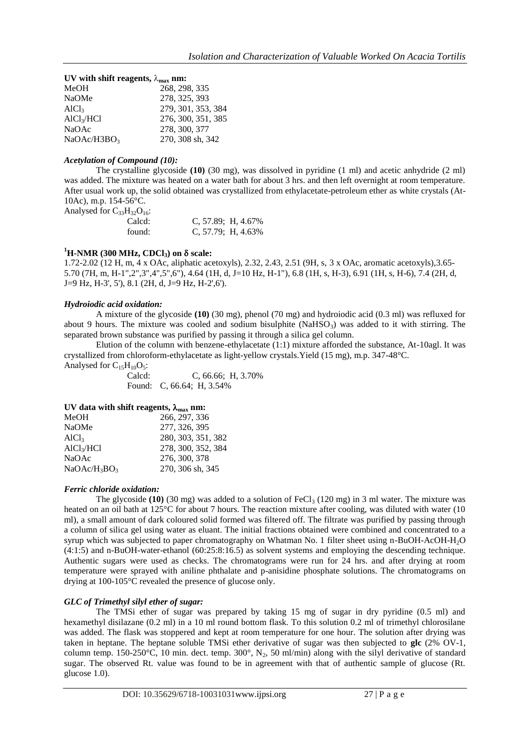**UV with shift reagents, $\lambda_{max}$ nm:**

| | |
|---|---|
| MeOH | 268, 298, 335 |
| NaOMe | 278, 325, 393 |
| $AlCl_3$ | 279, 301, 353, 384 |
| $AlCl_3$/HCl | 276, 300, 351, 385 |
| NaOAc | 278, 300, 377 |
| NaOAc/H3BO$_3$ | 270, 308 sh, 342 |

### *Acetylation of Compound (10):*

The crystalline glycoside **(10)** (30 mg), was dissolved in pyridine (1 ml) and acetic anhydride (2 ml) was added. The mixture was heated on a water bath for about 3 hrs. and then left overnight at room temperature. After usual work up, the solid obtained was crystallized from ethylacetate-petroleum ether as white crystals (At-10Ac), m.p. 154-56°C.

Analysed for $C_{33}H_{32}O_{16}$:

| | |
|---|---|
| Calcd: | C, 57.89; H, 4.67% |
| found: | C, 57.79; H, 4.63% |

**$^1$H-NMR (300 MHz, $CDCl_3$) on δ scale:**

1.72-2.02 (12 H, m, 4 x OAc, aliphatic acetoxyls), 2.32, 2.43, 2.51 (9H, s, 3 x OAc, aromatic acetoxyls),3.65-5.70 (7H, m, H-1",2",3",4",5",6"), 4.64 (1H, d, J=10 Hz, H-1"), 6.8 (1H, s, H-3), 6.91 (1H, s, H-6), 7.4 (2H, d, J=9 Hz, H-3', 5'), 8.1 (2H, d, J=9 Hz, H-2',6').

### *Hydroiodic acid oxidation:*

A mixture of the glycoside **(10)** (30 mg), phenol (70 mg) and hydroiodic acid (0.3 ml) was refluxed for about 9 hours. The mixture was cooled and sodium bisulphite ($NaHSO_3$) was added to it with stirring. The separated brown substance was purified by passing it through a silica gel column.

Elution of the column with benzene-ethylacetate (1:1) mixture afforded the substance, At-10agl. It was crystallized from chloroform-ethylacetate as light-yellow crystals.Yield (15 mg), m.p. 347-48°C.

Analysed for $C_{15}H_{10}O_5$:

| | |
|---|---|
| Calcd: | C, 66.66; H, 3.70% |
| Found: | C, 66.64; H, 3.54% |

**UV data with shift reagents, $\lambda_{max}$ nm:**

| | |
|---|---|
| MeOH | 266, 297, 336 |
| NaOMe | 277, 326, 395 |
| $AlCl_3$ | 280, 303, 351, 382 |
| $AlCl_3$/HCl | 278, 300, 352, 384 |
| NaOAc | 276, 300, 378 |
| NaOAc/$H_3BO_3$ | 270, 306 sh, 345 |

### *Ferric chloride oxidation:*

The glycoside **(10)** (30 mg) was added to a solution of $FeCl_3$ (120 mg) in 3 ml water. The mixture was heated on an oil bath at 125°C for about 7 hours. The reaction mixture after cooling, was diluted with water (10 ml), a small amount of dark coloured solid formed was filtered off. The filtrate was purified by passing through a column of silica gel using water as eluant. The initial fractions obtained were combined and concentrated to a syrup which was subjected to paper chromatography on Whatman No. 1 filter sheet using n-BuOH-AcOH-$H_2O$ (4:1:5) and n-BuOH-water-ethanol (60:25:8:16.5) as solvent systems and employing the descending technique. Authentic sugars were used as checks. The chromatograms were run for 24 hrs. and after drying at room temperature were sprayed with aniline phthalate and p-anisidine phosphate solutions. The chromatograms on drying at 100-105°C revealed the presence of glucose only.

### *GLC of Trimethyl silyl ether of sugar:*

The TMSi ether of sugar was prepared by taking 15 mg of sugar in dry pyridine (0.5 ml) and hexamethyl disilazane (0.2 ml) in a 10 ml round bottom flask. To this solution 0.2 ml of trimethyl chlorosilane was added. The flask was stoppered and kept at room temperature for one hour. The solution after drying was taken in heptane. The heptane soluble TMSi ether derivative of sugar was then subjected to **glc** (2% OV-1, column temp. 150-250°C, 10 min. dect. temp. 300°, $N_2$, 50 ml/min) along with the silyl derivative of standard sugar. The observed Rt. value was found to be in agreement with that of authentic sample of glucose (Rt. glucose 1.0).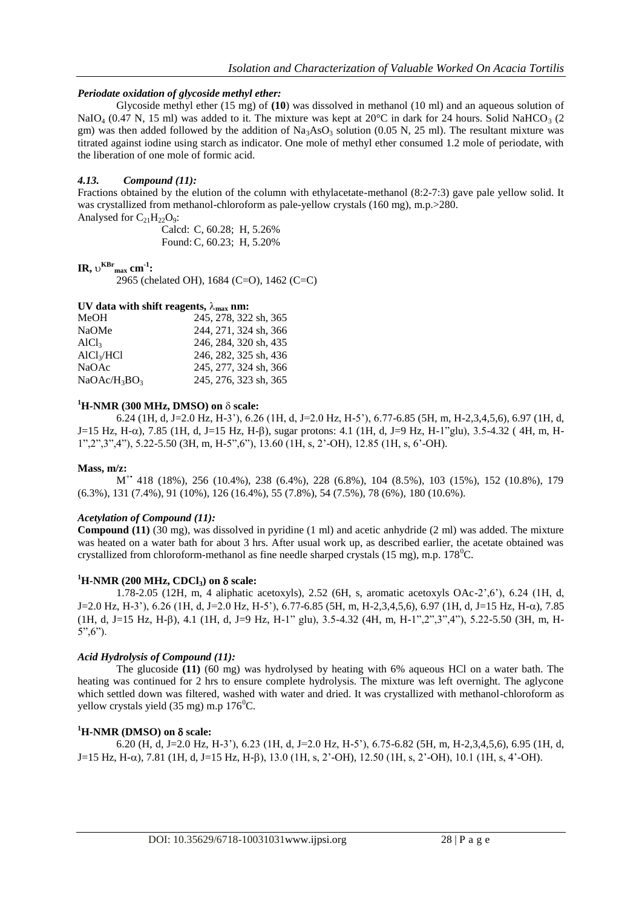### *Periodate oxidation of glycoside methyl ether:*

Glycoside methyl ether (15 mg) of **(10)** was dissolved in methanol (10 ml) and an aqueous solution of $NaIO_4$ (0.47 N, 15 ml) was added to it. The mixture was kept at 20°C in dark for 24 hours. Solid $NaHCO_3$ (2 gm) was then added followed by the addition of $Na_3AsO_3$ solution (0.05 N, 25 ml). The resultant mixture was titrated against iodine using starch as indicator. One mole of methyl ether consumed 1.2 mole of periodate, with the liberation of one mole of formic acid.

### *4.13. Compound (11):*

Fractions obtained by the elution of the column with ethylacetate-methanol (8:2-7:3) gave pale yellow solid. It was crystallized from methanol-chloroform as pale-yellow crystals (160 mg), m.p.>280.

Analysed for $C_{21}H_{22}O_9$:

Calcd: C, 60.28; H, 5.26%
Found: C, 60.23; H, 5.20%

**IR, $\upsilon^{KBr}_{max}$ cm$^{-1}$:**

2965 (chelated OH), 1684 (C=O), 1462 (C=C)

**UV data with shift reagents, $\lambda_{max}$ nm:**

| | |
|---|---|
| MeOH | 245, 278, 322 sh, 365 |
| NaOMe | 244, 271, 324 sh, 366 |
| $AlCl_3$ | 246, 284, 320 sh, 435 |
| $AlCl_3$/HCl | 246, 282, 325 sh, 436 |
| NaOAc | 245, 277, 324 sh, 366 |
| NaOAc/$H_3BO_3$ | 245, 276, 323 sh, 365 |

**$^1$H-NMR (300 MHz, DMSO) on $\delta$ scale:**

6.24 (1H, d, J=2.0 Hz, H-3'), 6.26 (1H, d, J=2.0 Hz, H-5'), 6.77-6.85 (5H, m, H-2,3,4,5,6), 6.97 (1H, d, J=15 Hz, H-$\alpha$), 7.85 (1H, d, J=15 Hz, H-$\beta$), sugar protons: 4.1 (1H, d, J=9 Hz, H-1"glu), 3.5-4.32 ( 4H, m, H-1",2",3",4"), 5.22-5.50 (3H, m, H-5",6"), 13.60 (1H, s, 2'-OH), 12.85 (1H, s, 6'-OH).

**Mass, m/z:**

$M^{+\cdot}$ 418 (18%), 256 (10.4%), 238 (6.4%), 228 (6.8%), 104 (8.5%), 103 (15%), 152 (10.8%), 179 (6.3%), 131 (7.4%), 91 (10%), 126 (16.4%), 55 (7.8%), 54 (7.5%), 78 (6%), 180 (10.6%).

### *Acetylation of Compound (11):*

**Compound (11)** (30 mg), was dissolved in pyridine (1 ml) and acetic anhydride (2 ml) was added. The mixture was heated on a water bath for about 3 hrs. After usual work up, as described earlier, the acetate obtained was crystallized from chloroform-methanol as fine needle sharped crystals (15 mg), m.p. 178$^0$C.

**$^1$H-NMR (200 MHz, $CDCl_3$) on $\delta$ scale:**

1.78-2.05 (12H, m, 4 aliphatic acetoxyls), 2.52 (6H, s, aromatic acetoxyls OAc-2',6'), 6.24 (1H, d, J=2.0 Hz, H-3'), 6.26 (1H, d, J=2.0 Hz, H-5'), 6.77-6.85 (5H, m, H-2,3,4,5,6), 6.97 (1H, d, J=15 Hz, H-$\alpha$), 7.85 (1H, d, J=15 Hz, H-$\beta$), 4.1 (1H, d, J=9 Hz, H-1" glu), 3.5-4.32 (4H, m, H-1",2",3",4"), 5.22-5.50 (3H, m, H-5",6").

### *Acid Hydrolysis of Compound (11):*

The glucoside **(11)** (60 mg) was hydrolysed by heating with 6% aqueous HCl on a water bath. The heating was continued for 2 hrs to ensure complete hydrolysis. The mixture was left overnight. The aglycone which settled down was filtered, washed with water and dried. It was crystallized with methanol-chloroform as yellow crystals yield (35 mg) m.p 176$^0$C.

**$^1$H-NMR (DMSO) on $\delta$ scale:**

6.20 (H, d, J=2.0 Hz, H-3'), 6.23 (1H, d, J=2.0 Hz, H-5'), 6.75-6.82 (5H, m, H-2,3,4,5,6), 6.95 (1H, d, J=15 Hz, H-$\alpha$), 7.81 (1H, d, J=15 Hz, H-$\beta$), 13.0 (1H, s, 2'-OH), 12.50 (1H, s, 2'-OH), 10.1 (1H, s, 4'-OH).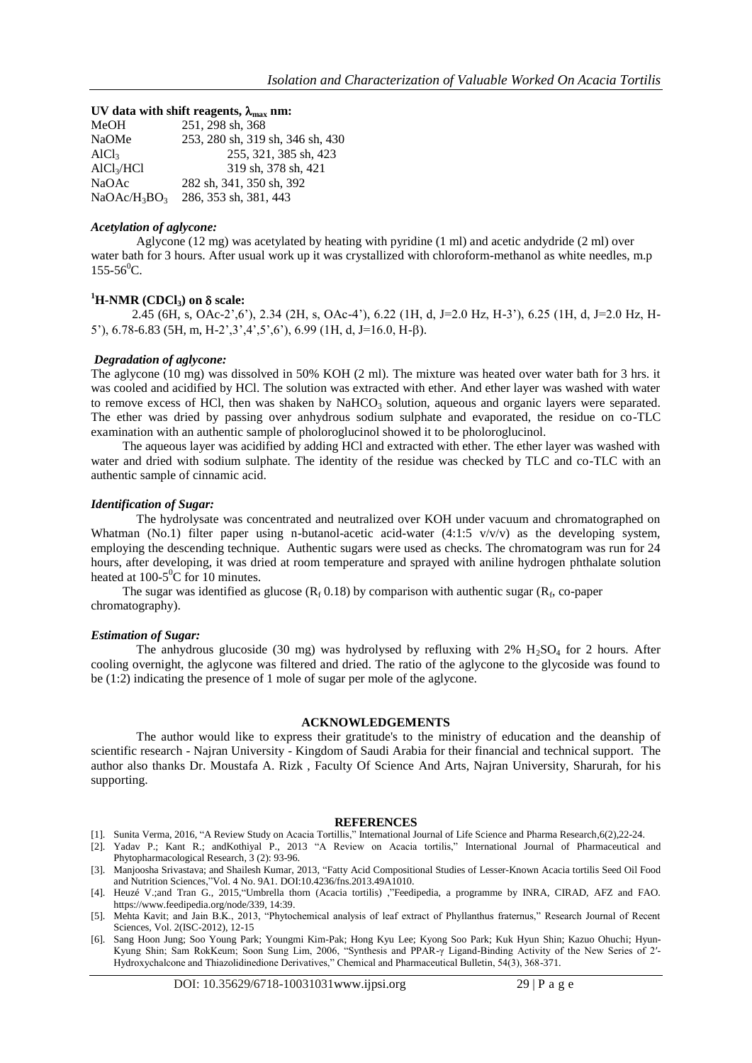### UV data with shift reagents, $\lambda_{max}$ nm:

| | |
|---|---|
| MeOH | 251, 298 sh, 368 |
| NaOMe | 253, 280 sh, 319 sh, 346 sh, 430 |
| $AlCl_3$ | 255, 321, 385 sh, 423 |
| $AlCl_3$/HCl | 319 sh, 378 sh, 421 |
| NaOAc | 282 sh, 341, 350 sh, 392 |
| NaOAc/$H_3BO_3$ | 286, 353 sh, 381, 443 |

### *Acetylation of aglycone:*

Aglycone (12 mg) was acetylated by heating with pyridine (1 ml) and acetic andydride (2 ml) over water bath for 3 hours. After usual work up it was crystallized with chloroform-methanol as white needles, m.p 155-56$^0$C.

### $^1$H-NMR ($CDCl_3$) on $\delta$ scale:

2.45 (6H, s, OAc-2',6'), 2.34 (2H, s, OAc-4'), 6.22 (1H, d, J=2.0 Hz, H-3'), 6.25 (1H, d, J=2.0 Hz, H-5'), 6.78-6.83 (5H, m, H-2',3',4',5',6'), 6.99 (1H, d, J=16.0, H-β).

### *Degradation of aglycone:*

The aglycone (10 mg) was dissolved in 50% KOH (2 ml). The mixture was heated over water bath for 3 hrs. it was cooled and acidified by HCl. The solution was extracted with ether. And ether layer was washed with water to remove excess of HCl, then was shaken by $NaHCO_3$ solution, aqueous and organic layers were separated. The ether was dried by passing over anhydrous sodium sulphate and evaporated, the residue on co-TLC examination with an authentic sample of pholoroglucinol showed it to be pholoroglucinol.

The aqueous layer was acidified by adding HCl and extracted with ether. The ether layer was washed with water and dried with sodium sulphate. The identity of the residue was checked by TLC and co-TLC with an authentic sample of cinnamic acid.

### *Identification of Sugar:*

The hydrolysate was concentrated and neutralized over KOH under vacuum and chromatographed on Whatman (No.1) filter paper using n-butanol-acetic acid-water (4:1:5 v/v/v) as the developing system, employing the descending technique. Authentic sugars were used as checks. The chromatogram was run for 24 hours, after developing, it was dried at room temperature and sprayed with aniline hydrogen phthalate solution heated at 100-5$^0$C for 10 minutes.

The sugar was identified as glucose ($R_f$ 0.18) by comparison with authentic sugar ($R_f$, co-paper chromatography).

### *Estimation of Sugar:*

The anhydrous glucoside (30 mg) was hydrolysed by refluxing with 2% $H_2SO_4$ for 2 hours. After cooling overnight, the aglycone was filtered and dried. The ratio of the aglycone to the glycoside was found to be (1:2) indicating the presence of 1 mole of sugar per mole of the aglycone.

## ACKNOWLEDGEMENTS

The author would like to express their gratitude's to the ministry of education and the deanship of scientific research - Najran University - Kingdom of Saudi Arabia for their financial and technical support. The author also thanks Dr. Moustafa A. Rizk , Faculty Of Science And Arts, Najran University, Sharurah, for his supporting.

## REFERENCES

[1]. Sunita Verma, 2016, "A Review Study on Acacia Tortillis," International Journal of Life Science and Pharma Research,6(2),22-24.

[2]. Yadav P.; Kant R.; andKothiyal P., 2013 "A Review on Acacia tortilis," International Journal of Pharmaceutical and Phytopharmacological Research, 3 (2): 93-96.

[3]. Manjoosha Srivastava; and Shailesh Kumar, 2013, "Fatty Acid Compositional Studies of Lesser-Known Acacia tortilis Seed Oil Food and Nutrition Sciences,"Vol. 4 No. 9A1. DOI:10.4236/fns.2013.49A1010.

[4]. Heuzé V.;and Tran G., 2015,"Umbrella thorn (Acacia tortilis) ,"Feedipedia, a programme by INRA, CIRAD, AFZ and FAO. https://www.feedipedia.org/node/339, 14:39.

[5]. Mehta Kavit; and Jain B.K., 2013, "Phytochemical analysis of leaf extract of Phyllanthus fraternus," Research Journal of Recent Sciences, Vol. 2(ISC-2012), 12-15

[6]. Sang Hoon Jung; Soo Young Park; Youngmi Kim-Pak; Hong Kyu Lee; Kyong Soo Park; Kuk Hyun Shin; Kazuo Ohuchi; Hyun-Kyung Shin; Sam RokKeum; Soon Sung Lim, 2006, "Synthesis and PPAR-γ Ligand-Binding Activity of the New Series of 2′-Hydroxychalcone and Thiazolidinedione Derivatives," Chemical and Pharmaceutical Bulletin, 54(3), 368-371.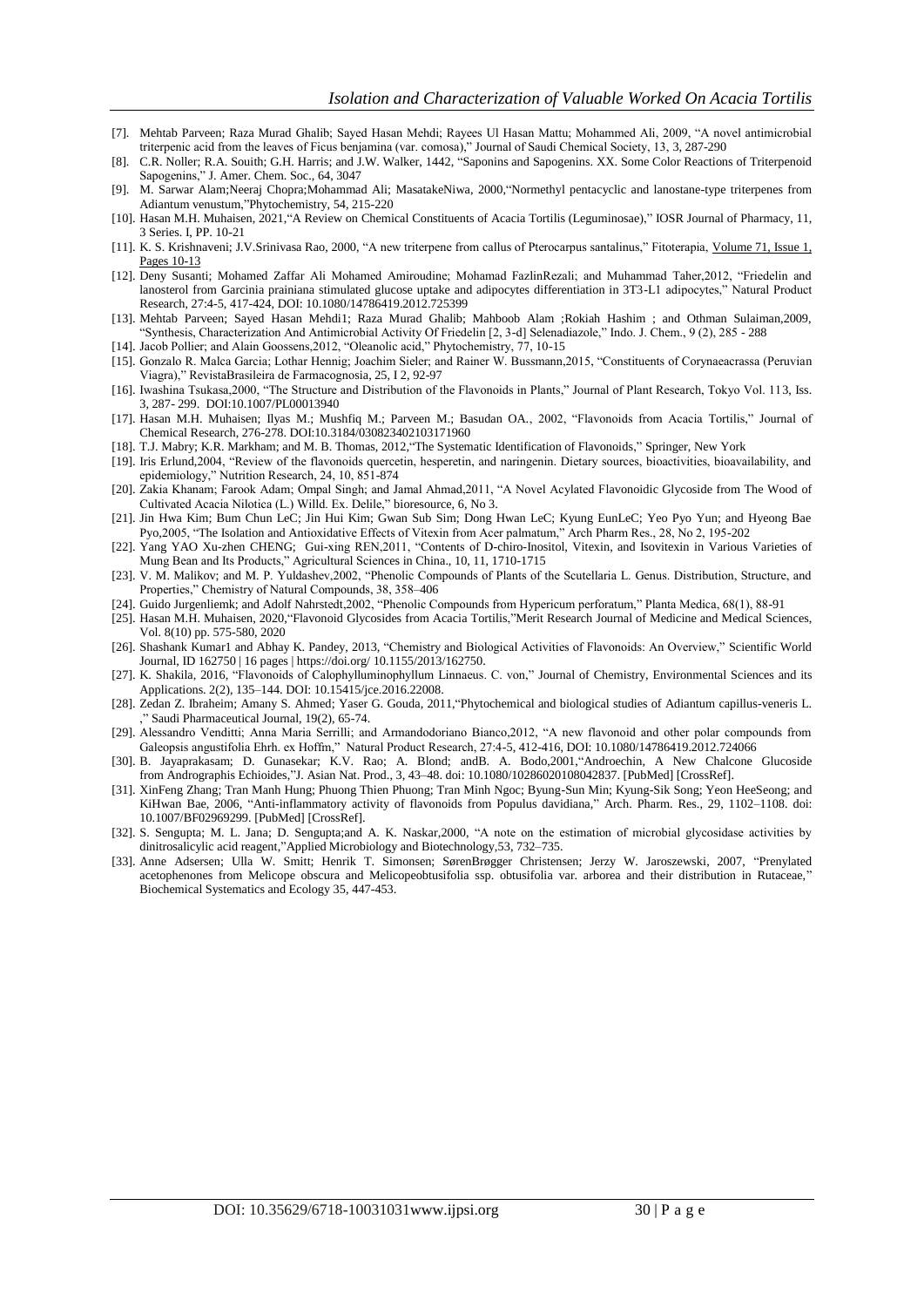[7]. Mehtab Parveen; Raza Murad Ghalib; Sayed Hasan Mehdi; Rayees Ul Hasan Mattu; Mohammed Ali, 2009, "A novel antimicrobial triterpenic acid from the leaves of Ficus benjamina (var. comosa)," Journal of Saudi Chemical Society, 13, 3, 287-290

[8]. C.R. Noller; R.A. Souith; G.H. Harris; and J.W. Walker, 1442, "Saponins and Sapogenins. XX. Some Color Reactions of Triterpenoid Sapogenins," J. Amer. Chem. Soc., 64, 3047

[9]. M. Sarwar Alam;Neeraj Chopra;Mohammad Ali; MasatakeNiwa, 2000,"Normethyl pentacyclic and lanostane-type triterpenes from Adiantum venustum,"Phytochemistry, 54, 215-220

[10]. Hasan M.H. Muhaisen, 2021,"A Review on Chemical Constituents of Acacia Tortilis (Leguminosae)," IOSR Journal of Pharmacy, 11, 3 Series. I, PP. 10-21

[11]. K. S. Krishnaveni; J.V.Srinivasa Rao, 2000, "A new triterpene from callus of Pterocarpus santalinus," Fitoterapia, Volume 71, Issue 1, Pages 10-13

[12]. Deny Susanti; Mohamed Zaffar Ali Mohamed Amiroudine; Mohamad FazlinRezali; and Muhammad Taher,2012, "Friedelin and lanosterol from Garcinia prainiana stimulated glucose uptake and adipocytes differentiation in 3T3-L1 adipocytes," Natural Product Research, 27:4-5, 417-424, DOI: 10.1080/14786419.2012.725399

[13]. Mehtab Parveen; Sayed Hasan Mehdi1; Raza Murad Ghalib; Mahboob Alam ;Rokiah Hashim ; and Othman Sulaiman,2009, "Synthesis, Characterization And Antimicrobial Activity Of Friedelin [2, 3-d] Selenadiazole," Indo. J. Chem., 9 (2), 285 - 288

[14]. Jacob Pollier; and Alain Goossens,2012, "Oleanolic acid," Phytochemistry, 77, 10-15

[15]. Gonzalo R. Malca Garcia; Lothar Hennig; Joachim Sieler; and Rainer W. Bussmann,2015, "Constituents of Corynaeacrassa (Peruvian Viagra)," RevistaBrasileira de Farmacognosia, 25, I 2, 92-97

[16]. Iwashina Tsukasa,2000, "The Structure and Distribution of the Flavonoids in Plants," Journal of Plant Research, Tokyo Vol. 113, Iss. 3, 287- 299. DOI:10.1007/PL00013940

[17]. Hasan M.H. Muhaisen; Ilyas M.; Mushfiq M.; Parveen M.; Basudan OA., 2002, "Flavonoids from Acacia Tortilis," Journal of Chemical Research, 276-278. DOI:10.3184/030823402103171960

[18]. T.J. Mabry; K.R. Markham; and M. B. Thomas, 2012,"The Systematic Identification of Flavonoids," Springer, New York

[19]. Iris Erlund,2004, "Review of the flavonoids quercetin, hesperetin, and naringenin. Dietary sources, bioactivities, bioavailability, and epidemiology," Nutrition Research, 24, 10, 851-874

[20]. Zakia Khanam; Farook Adam; Ompal Singh; and Jamal Ahmad,2011, "A Novel Acylated Flavonoidic Glycoside from The Wood of Cultivated Acacia Nilotica (L.) Willd. Ex. Delile," bioresource, 6, No 3.

[21]. Jin Hwa Kim; Bum Chun LeC; Jin Hui Kim; Gwan Sub Sim; Dong Hwan LeC; Kyung EunLeC; Yeo Pyo Yun; and Hyeong Bae Pyo,2005, "The Isolation and Antioxidative Effects of Vitexin from Acer palmatum," Arch Pharm Res., 28, No 2, 195-202

[22]. Yang YAO Xu-zhen CHENG; Gui-xing REN,2011, "Contents of D-chiro-Inositol, Vitexin, and Isovitexin in Various Varieties of Mung Bean and Its Products," Agricultural Sciences in China., 10, 11, 1710-1715

[23]. V. M. Malikov; and M. P. Yuldashev,2002, "Phenolic Compounds of Plants of the Scutellaria L. Genus. Distribution, Structure, and Properties," Chemistry of Natural Compounds, 38, 358–406

[24]. Guido Jurgenliemk; and Adolf Nahrstedt,2002, "Phenolic Compounds from Hypericum perforatum," Planta Medica, 68(1), 88-91

[25]. Hasan M.H. Muhaisen, 2020,"Flavonoid Glycosides from Acacia Tortilis,"Merit Research Journal of Medicine and Medical Sciences, Vol. 8(10) pp. 575-580, 2020

[26]. Shashank Kumar1 and Abhay K. Pandey, 2013, "Chemistry and Biological Activities of Flavonoids: An Overview," Scientific World Journal, ID 162750 | 16 pages | https://doi.org/ 10.1155/2013/162750.

[27]. K. Shakila, 2016, "Flavonoids of Calophylluminophyllum Linnaeus. C. von," Journal of Chemistry, Environmental Sciences and its Applications. 2(2), 135–144. DOI: 10.15415/jce.2016.22008.

[28]. Zedan Z. Ibraheim; Amany S. Ahmed; Yaser G. Gouda, 2011,"Phytochemical and biological studies of Adiantum capillus-veneris L. ," Saudi Pharmaceutical Journal, 19(2), 65-74.

[29]. Alessandro Venditti; Anna Maria Serrilli; and Armandodoriano Bianco,2012, "A new flavonoid and other polar compounds from Galeopsis angustifolia Ehrh. ex Hoffm," Natural Product Research, 27:4-5, 412-416, DOI: 10.1080/14786419.2012.724066

[30]. B. Jayaprakasam; D. Gunasekar; K.V. Rao; A. Blond; andB. A. Bodo,2001,"Androechin, A New Chalcone Glucoside from Andrographis Echioides,"J. Asian Nat. Prod., 3, 43–48. doi: 10.1080/10286020108042837. [PubMed] [CrossRef].

[31]. XinFeng Zhang; Tran Manh Hung; Phuong Thien Phuong; Tran Minh Ngoc; Byung-Sun Min; Kyung-Sik Song; Yeon HeeSeong; and KiHwan Bae, 2006, "Anti-inflammatory activity of flavonoids from Populus davidiana," Arch. Pharm. Res., 29, 1102–1108. doi: 10.1007/BF02969299. [PubMed] [CrossRef].

[32]. S. Sengupta; M. L. Jana; D. Sengupta;and A. K. Naskar,2000, "A note on the estimation of microbial glycosidase activities by dinitrosalicylic acid reagent,"Applied Microbiology and Biotechnology,53, 732–735.

[33]. Anne Adsersen; Ulla W. Smitt; Henrik T. Simonsen; SørenBrøgger Christensen; Jerzy W. Jaroszewski, 2007, "Prenylated acetophenones from Melicope obscura and Melicopeobtusifolia ssp. obtusifolia var. arborea and their distribution in Rutaceae," Biochemical Systematics and Ecology 35, 447-453.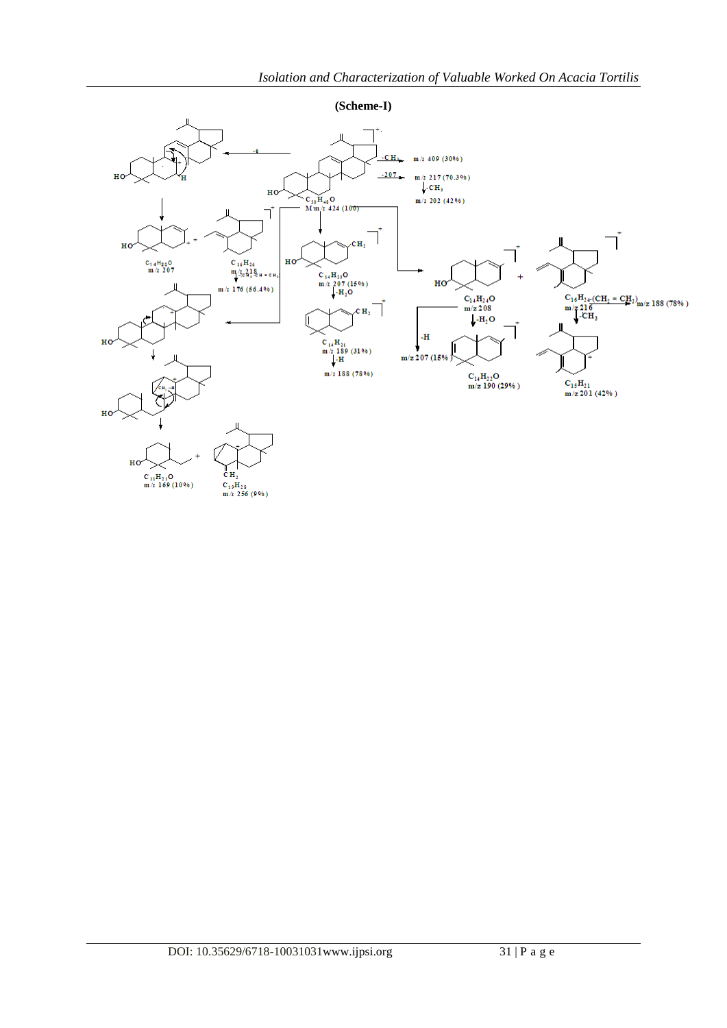**(Scheme-I)**

$C_{30}H_{48}O$
M m/z 424 (100)

-CH$_3$ → m/z 409 (30%)

-207 → m/z 217 (70.3%)

-CH$_3$ → m/z 202 (42%)

-e

$C_{14}H_{23}O$
m/z 207

$C_{16}H_{26}$
m/z 218

-CH$_2$=CH=CH$_2$

m/z 176 (56.4%)

$C_{14}H_{23}O$
m/z 207 (15%)

-H$_2$O

$C_{14}H_{21}$
m/z 189 (31%)

-H

m/z 188 (78%)

$C_{14}H_{24}O$
m/z 208

-H$_2$O

-H

m/z 207 (15%)

$C_{14}H_{22}O$
m/z 190 (29%)

$C_{16}H_{24}$-(CH$_2$ = CH$_2$) m/z 188 (78%)
m/z 216

-CH$_3$

$C_{15}H_{21}$
m/z 201 (42%)

$C_{11}H_{21}O$
m/z 169 (10%)

$C_{19}H_{28}$
m/z 256 (9%)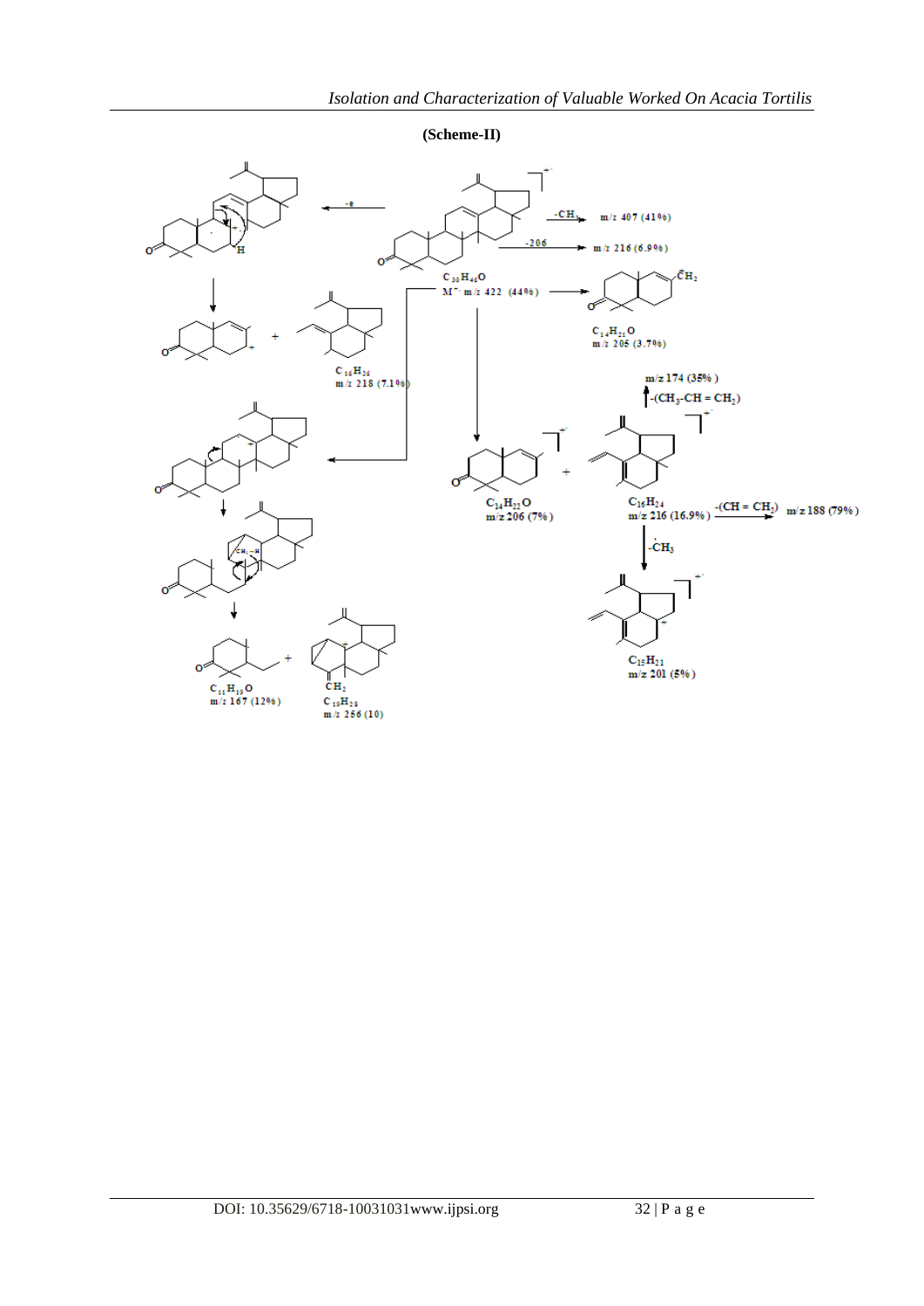**(Scheme-II)**

$C_{30}H_{46}O$

$M^{+\cdot}$ m/z 422 (44%)

$-CH_3$ m/z 407 (41%)

$-206$ m/z 216 (6.9%)

$-e$

$C_{14}H_{21}O$
m/z 205 (3.7%)

$C_{16}H_{26}$
m/z 218 (7.1%)

m/z 174 (35%)

$-(CH_3-CH=CH_2)$

$C_{14}H_{22}O$
m/z 206 (7%)

$C_{16}H_{24}$
m/z 216 (16.9%)

$-(CH=CH_2)$ m/z 188 (79%)

$-\dot{C}H_3$

$C_{15}H_{21}$
m/z 201 (5%)

$C_{11}H_{19}O$
m/z 167 (12%)

$C_{19}H_{28}$
m/z 256 (10)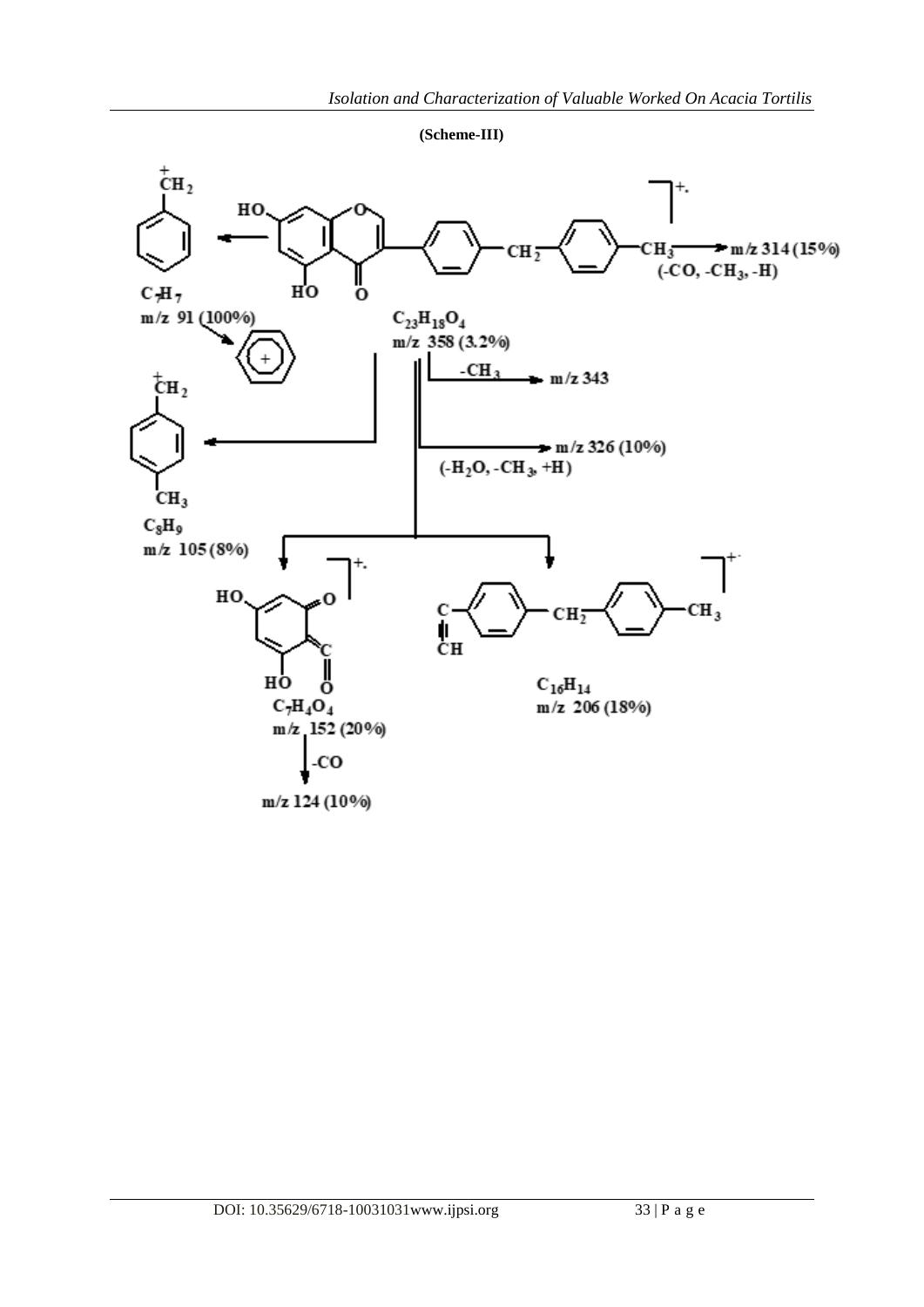**(Scheme-III)**

$C_7H_7$
m/z 91 (100%)

$C_{23}H_{18}O_4$
m/z 358 (3.2%)

m/z 314 (15%)
(-CO, $-CH_3$, -H)

$-CH_3$ → m/z 343

m/z 326 (10%)
($-H_2O$, $-CH_3$, +H)

$C_8H_9$
m/z 105 (8%)

$C_7H_4O_4$
m/z 152 (20%)

-CO

m/z 124 (10%)

$C_{16}H_{14}$
m/z 206 (18%)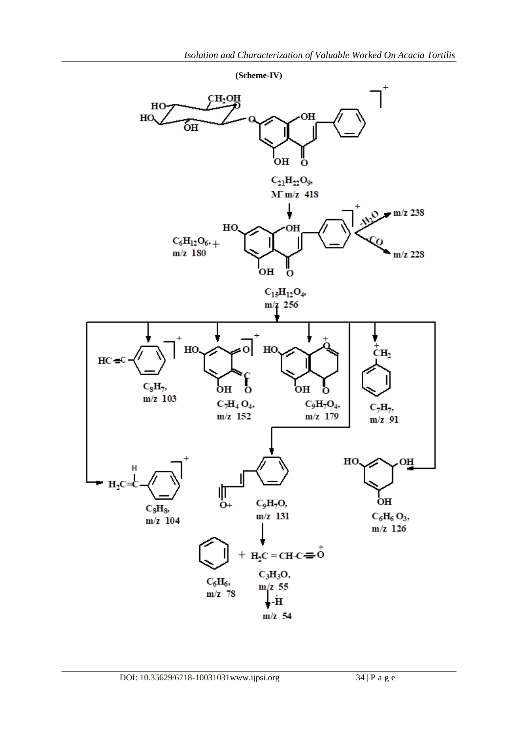**(Scheme-IV)**

$C_{21}H_{22}O_9$,
$M^{+}$ m/z 418

$C_6H_{12}O_6$, +
m/z 180

$-H_2O$ m/z 238

$-CO$ m/z 228

$C_{15}H_{12}O_4$,
m/z 256

$C_8H_7$,
m/z 103

$C_7H_4O_4$,
m/z 152

$C_9H_7O_4$,
m/z 179

$C_7H_7$,
m/z 91

$C_8H_8$,
m/z 104

$C_9H_7O$,
m/z 131

$C_6H_6O_3$,
m/z 126

$C_6H_6$,
m/z 78

+ $H_2C=CH-C\equiv\overset{+}{O}$

$C_3H_3O$,
m/z 55

$-\dot{H}$

m/z 54